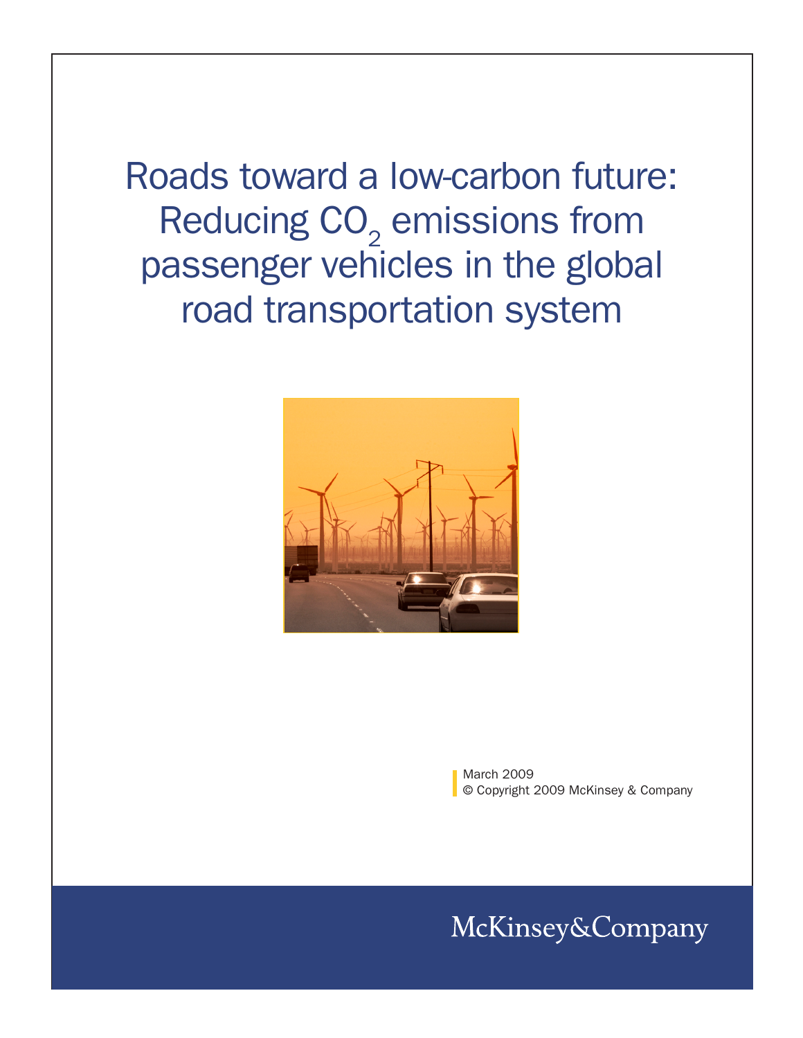# Roads toward a low-carbon future: Reducing $CO_2$ emissions from passenger vehicles in the global road transportation system

March 2009
© Copyright 2009 McKinsey & Company

McKinsey&Company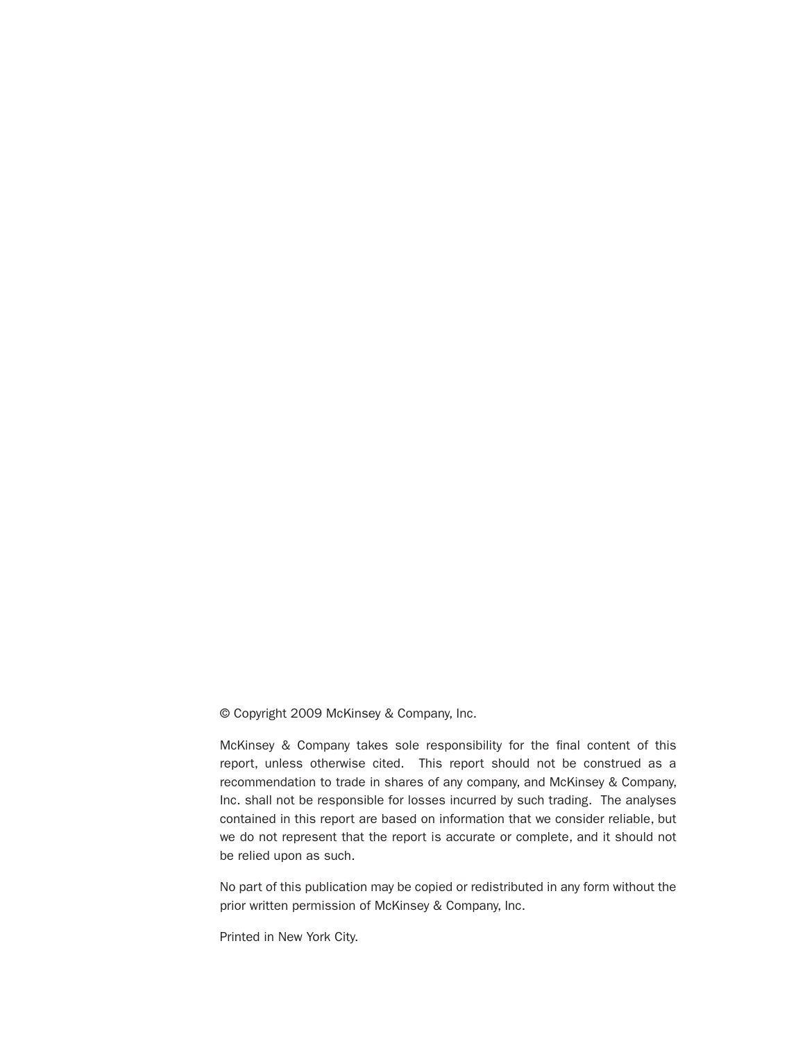© Copyright 2009 McKinsey & Company, Inc.

McKinsey & Company takes sole responsibility for the final content of this report, unless otherwise cited. This report should not be construed as a recommendation to trade in shares of any company, and McKinsey & Company, Inc. shall not be responsible for losses incurred by such trading. The analyses contained in this report are based on information that we consider reliable, but we do not represent that the report is accurate or complete, and it should not be relied upon as such.

No part of this publication may be copied or redistributed in any form without the prior written permission of McKinsey & Company, Inc.

Printed in New York City.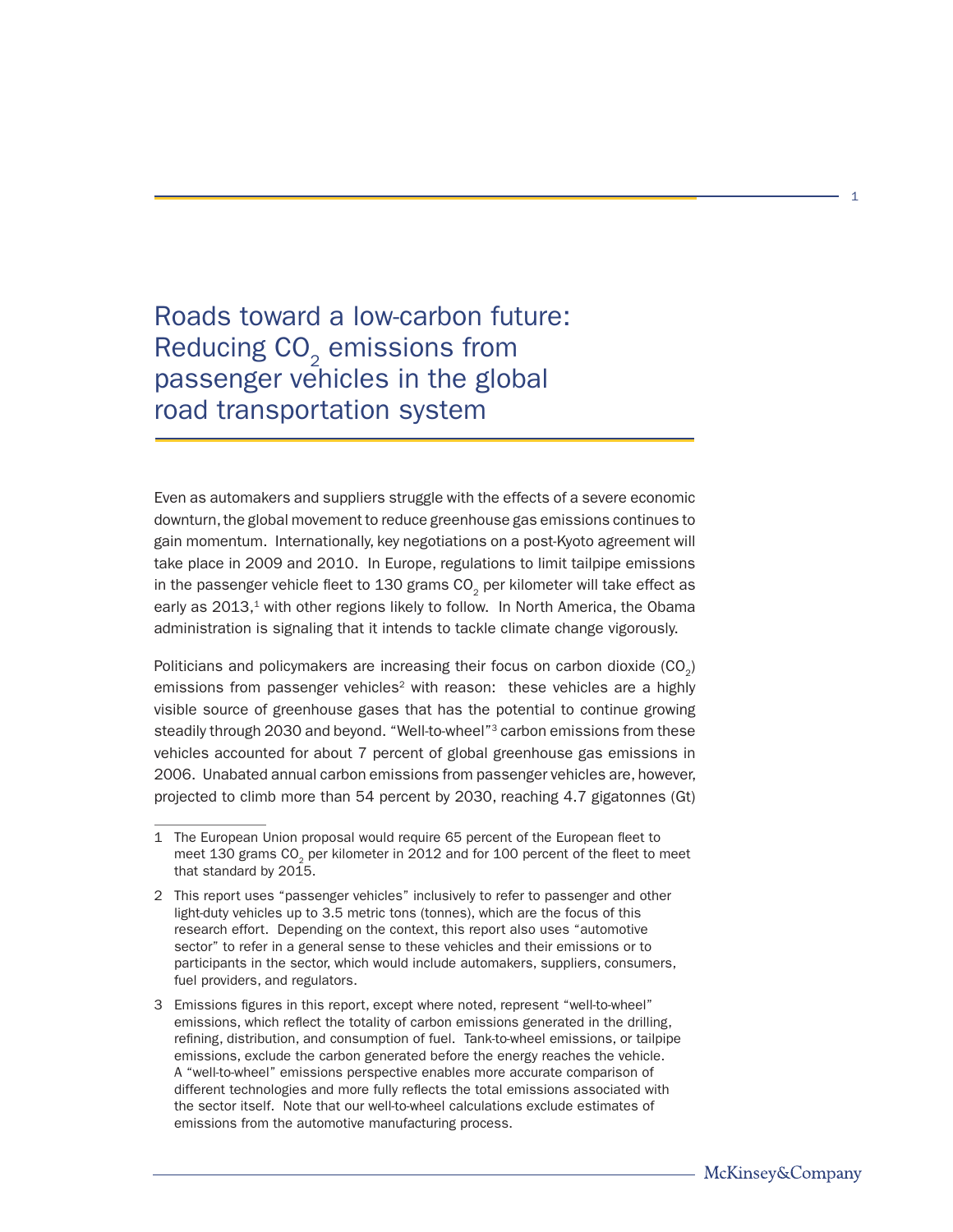# Roads toward a low-carbon future: Reducing $CO_2$ emissions from passenger vehicles in the global road transportation system

Even as automakers and suppliers struggle with the effects of a severe economic downturn, the global movement to reduce greenhouse gas emissions continues to gain momentum. Internationally, key negotiations on a post-Kyoto agreement will take place in 2009 and 2010. In Europe, regulations to limit tailpipe emissions in the passenger vehicle fleet to 130 grams $CO_2$ per kilometer will take effect as early as 2013,[1] with other regions likely to follow. In North America, the Obama administration is signaling that it intends to tackle climate change vigorously.

Politicians and policymakers are increasing their focus on carbon dioxide ($CO_2$) emissions from passenger vehicles[2] with reason: these vehicles are a highly visible source of greenhouse gases that has the potential to continue growing steadily through 2030 and beyond. "Well-to-wheel"[3] carbon emissions from these vehicles accounted for about 7 percent of global greenhouse gas emissions in 2006. Unabated annual carbon emissions from passenger vehicles are, however, projected to climb more than 54 percent by 2030, reaching 4.7 gigatonnes (Gt)

---

1 The European Union proposal would require 65 percent of the European fleet to meet 130 grams $CO_2$ per kilometer in 2012 and for 100 percent of the fleet to meet that standard by 2015.

2 This report uses "passenger vehicles" inclusively to refer to passenger and other light-duty vehicles up to 3.5 metric tons (tonnes), which are the focus of this research effort. Depending on the context, this report also uses "automotive sector" to refer in a general sense to these vehicles and their emissions or to participants in the sector, which would include automakers, suppliers, consumers, fuel providers, and regulators.

3 Emissions figures in this report, except where noted, represent "well-to-wheel" emissions, which reflect the totality of carbon emissions generated in the drilling, refining, distribution, and consumption of fuel. Tank-to-wheel emissions, or tailpipe emissions, exclude the carbon generated before the energy reaches the vehicle. A "well-to-wheel" emissions perspective enables more accurate comparison of different technologies and more fully reflects the total emissions associated with the sector itself. Note that our well-to-wheel calculations exclude estimates of emissions from the automotive manufacturing process.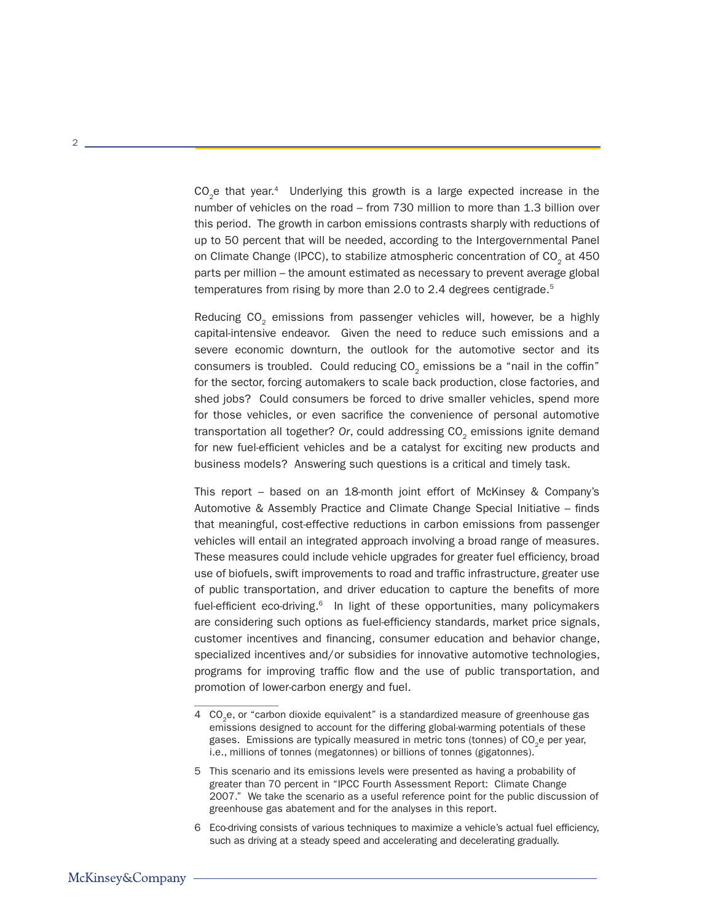$CO_2e$ that year.[4] Underlying this growth is a large expected increase in the number of vehicles on the road – from 730 million to more than 1.3 billion over this period. The growth in carbon emissions contrasts sharply with reductions of up to 50 percent that will be needed, according to the Intergovernmental Panel on Climate Change (IPCC), to stabilize atmospheric concentration of $CO_2$ at 450 parts per million – the amount estimated as necessary to prevent average global temperatures from rising by more than 2.0 to 2.4 degrees centigrade.[5]

Reducing $CO_2$ emissions from passenger vehicles will, however, be a highly capital-intensive endeavor. Given the need to reduce such emissions and a severe economic downturn, the outlook for the automotive sector and its consumers is troubled. Could reducing $CO_2$ emissions be a "nail in the coffin" for the sector, forcing automakers to scale back production, close factories, and shed jobs? Could consumers be forced to drive smaller vehicles, spend more for those vehicles, or even sacrifice the convenience of personal automotive transportation all together? *Or*, could addressing $CO_2$ emissions ignite demand for new fuel-efficient vehicles and be a catalyst for exciting new products and business models? Answering such questions is a critical and timely task.

This report – based on an 18-month joint effort of McKinsey & Company's Automotive & Assembly Practice and Climate Change Special Initiative – finds that meaningful, cost-effective reductions in carbon emissions from passenger vehicles will entail an integrated approach involving a broad range of measures. These measures could include vehicle upgrades for greater fuel efficiency, broad use of biofuels, swift improvements to road and traffic infrastructure, greater use of public transportation, and driver education to capture the benefits of more fuel-efficient eco-driving.[6] In light of these opportunities, many policymakers are considering such options as fuel-efficiency standards, market price signals, customer incentives and financing, consumer education and behavior change, specialized incentives and/or subsidies for innovative automotive technologies, programs for improving traffic flow and the use of public transportation, and promotion of lower-carbon energy and fuel.

---

4 $CO_2e$, or "carbon dioxide equivalent" is a standardized measure of greenhouse gas emissions designed to account for the differing global-warming potentials of these gases. Emissions are typically measured in metric tons (tonnes) of $CO_2e$ per year, i.e., millions of tonnes (megatonnes) or billions of tonnes (gigatonnes).

5 This scenario and its emissions levels were presented as having a probability of greater than 70 percent in "IPCC Fourth Assessment Report: Climate Change 2007." We take the scenario as a useful reference point for the public discussion of greenhouse gas abatement and for the analyses in this report.

6 Eco-driving consists of various techniques to maximize a vehicle's actual fuel efficiency, such as driving at a steady speed and accelerating and decelerating gradually.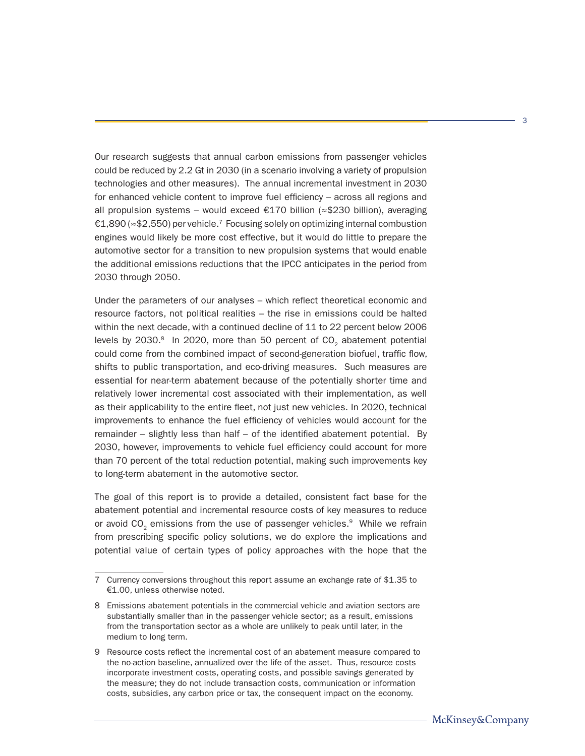Our research suggests that annual carbon emissions from passenger vehicles could be reduced by 2.2 Gt in 2030 (in a scenario involving a variety of propulsion technologies and other measures). The annual incremental investment in 2030 for enhanced vehicle content to improve fuel efficiency – across all regions and all propulsion systems – would exceed €170 billion (≈$230 billion), averaging €1,890 (≈$2,550) per vehicle.[7] Focusing solely on optimizing internal combustion engines would likely be more cost effective, but it would do little to prepare the automotive sector for a transition to new propulsion systems that would enable the additional emissions reductions that the IPCC anticipates in the period from 2030 through 2050.

Under the parameters of our analyses – which reflect theoretical economic and resource factors, not political realities – the rise in emissions could be halted within the next decade, with a continued decline of 11 to 22 percent below 2006 levels by 2030.[8] In 2020, more than 50 percent of $CO_2$ abatement potential could come from the combined impact of second-generation biofuel, traffic flow, shifts to public transportation, and eco-driving measures. Such measures are essential for near-term abatement because of the potentially shorter time and relatively lower incremental cost associated with their implementation, as well as their applicability to the entire fleet, not just new vehicles. In 2020, technical improvements to enhance the fuel efficiency of vehicles would account for the remainder – slightly less than half – of the identified abatement potential. By 2030, however, improvements to vehicle fuel efficiency could account for more than 70 percent of the total reduction potential, making such improvements key to long-term abatement in the automotive sector.

The goal of this report is to provide a detailed, consistent fact base for the abatement potential and incremental resource costs of key measures to reduce or avoid $CO_2$ emissions from the use of passenger vehicles.[9] While we refrain from prescribing specific policy solutions, we do explore the implications and potential value of certain types of policy approaches with the hope that the

---

7 Currency conversions throughout this report assume an exchange rate of $1.35 to €1.00, unless otherwise noted.

8 Emissions abatement potentials in the commercial vehicle and aviation sectors are substantially smaller than in the passenger vehicle sector; as a result, emissions from the transportation sector as a whole are unlikely to peak until later, in the medium to long term.

9 Resource costs reflect the incremental cost of an abatement measure compared to the no-action baseline, annualized over the life of the asset. Thus, resource costs incorporate investment costs, operating costs, and possible savings generated by the measure; they do not include transaction costs, communication or information costs, subsidies, any carbon price or tax, the consequent impact on the economy.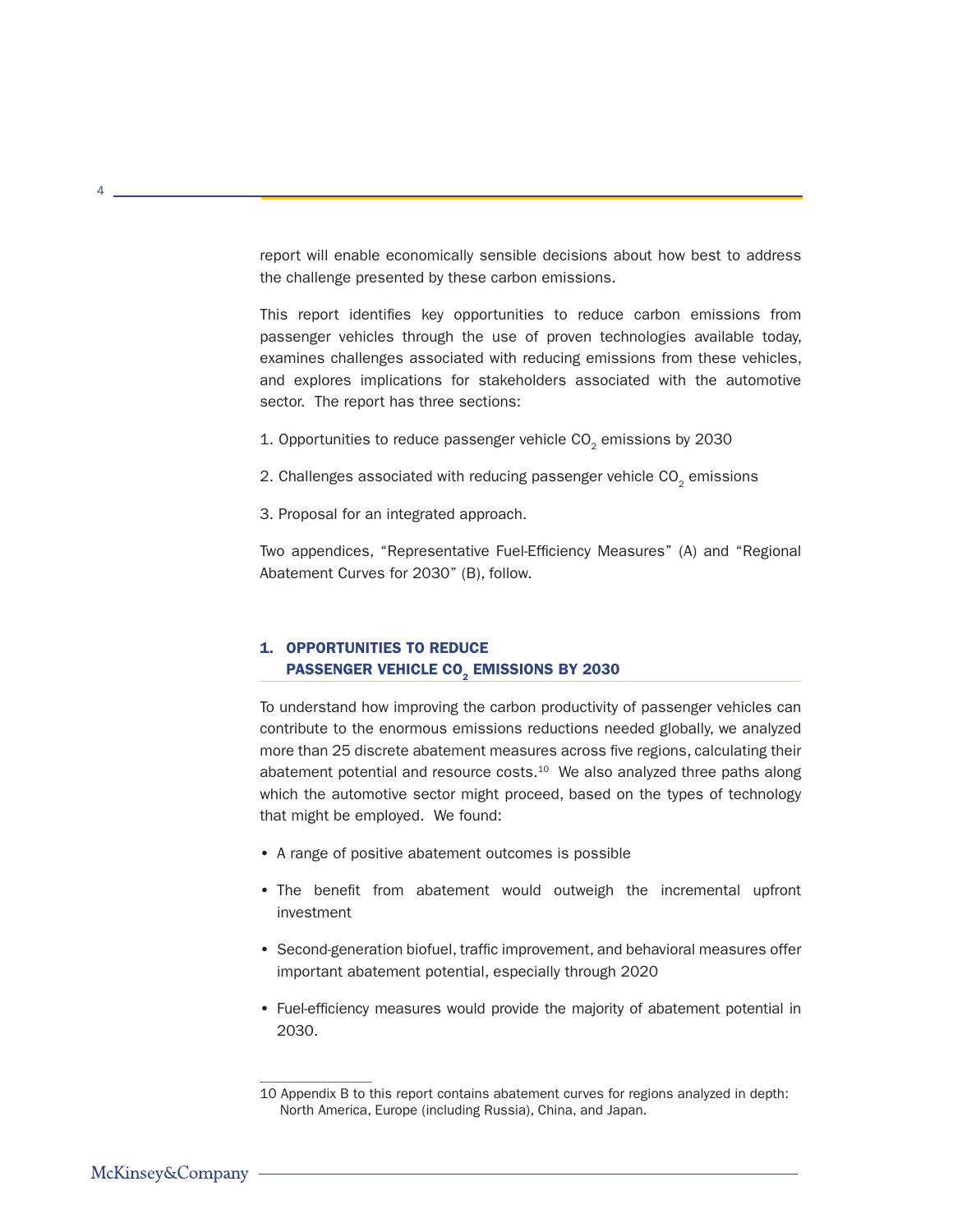report will enable economically sensible decisions about how best to address the challenge presented by these carbon emissions.

This report identifies key opportunities to reduce carbon emissions from passenger vehicles through the use of proven technologies available today, examines challenges associated with reducing emissions from these vehicles, and explores implications for stakeholders associated with the automotive sector. The report has three sections:

1. Opportunities to reduce passenger vehicle $CO_2$ emissions by 2030
2. Challenges associated with reducing passenger vehicle $CO_2$ emissions
3. Proposal for an integrated approach.

Two appendices, "Representative Fuel-Efficiency Measures" (A) and "Regional Abatement Curves for 2030" (B), follow.

## 1. OPPORTUNITIES TO REDUCE PASSENGER VEHICLE $CO_2$ EMISSIONS BY 2030

To understand how improving the carbon productivity of passenger vehicles can contribute to the enormous emissions reductions needed globally, we analyzed more than 25 discrete abatement measures across five regions, calculating their abatement potential and resource costs.[10] We also analyzed three paths along which the automotive sector might proceed, based on the types of technology that might be employed. We found:

- A range of positive abatement outcomes is possible
- The benefit from abatement would outweigh the incremental upfront investment
- Second-generation biofuel, traffic improvement, and behavioral measures offer important abatement potential, especially through 2020
- Fuel-efficiency measures would provide the majority of abatement potential in 2030.

---

10 Appendix B to this report contains abatement curves for regions analyzed in depth: North America, Europe (including Russia), China, and Japan.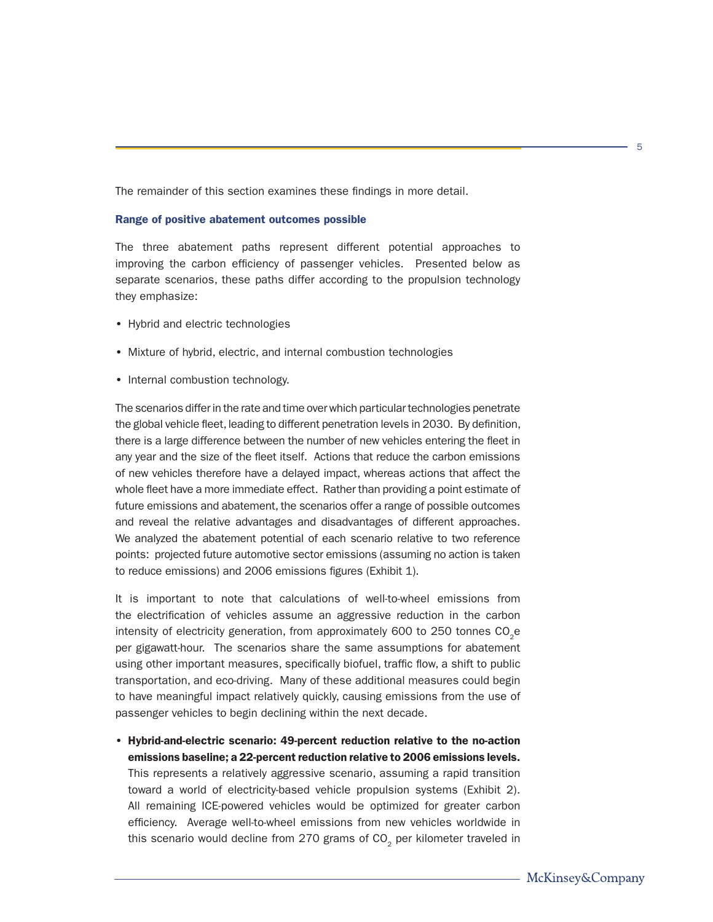The remainder of this section examines these findings in more detail.

### Range of positive abatement outcomes possible

The three abatement paths represent different potential approaches to improving the carbon efficiency of passenger vehicles. Presented below as separate scenarios, these paths differ according to the propulsion technology they emphasize:

- Hybrid and electric technologies
- Mixture of hybrid, electric, and internal combustion technologies
- Internal combustion technology.

The scenarios differ in the rate and time over which particular technologies penetrate the global vehicle fleet, leading to different penetration levels in 2030. By definition, there is a large difference between the number of new vehicles entering the fleet in any year and the size of the fleet itself. Actions that reduce the carbon emissions of new vehicles therefore have a delayed impact, whereas actions that affect the whole fleet have a more immediate effect. Rather than providing a point estimate of future emissions and abatement, the scenarios offer a range of possible outcomes and reveal the relative advantages and disadvantages of different approaches. We analyzed the abatement potential of each scenario relative to two reference points: projected future automotive sector emissions (assuming no action is taken to reduce emissions) and 2006 emissions figures (Exhibit 1).

It is important to note that calculations of well-to-wheel emissions from the electrification of vehicles assume an aggressive reduction in the carbon intensity of electricity generation, from approximately 600 to 250 tonnes $CO_2e$ per gigawatt-hour. The scenarios share the same assumptions for abatement using other important measures, specifically biofuel, traffic flow, a shift to public transportation, and eco-driving. Many of these additional measures could begin to have meaningful impact relatively quickly, causing emissions from the use of passenger vehicles to begin declining within the next decade.

- **Hybrid-and-electric scenario: 49-percent reduction relative to the no-action emissions baseline; a 22-percent reduction relative to 2006 emissions levels.** This represents a relatively aggressive scenario, assuming a rapid transition toward a world of electricity-based vehicle propulsion systems (Exhibit 2). All remaining ICE-powered vehicles would be optimized for greater carbon efficiency. Average well-to-wheel emissions from new vehicles worldwide in this scenario would decline from 270 grams of $CO_2$ per kilometer traveled in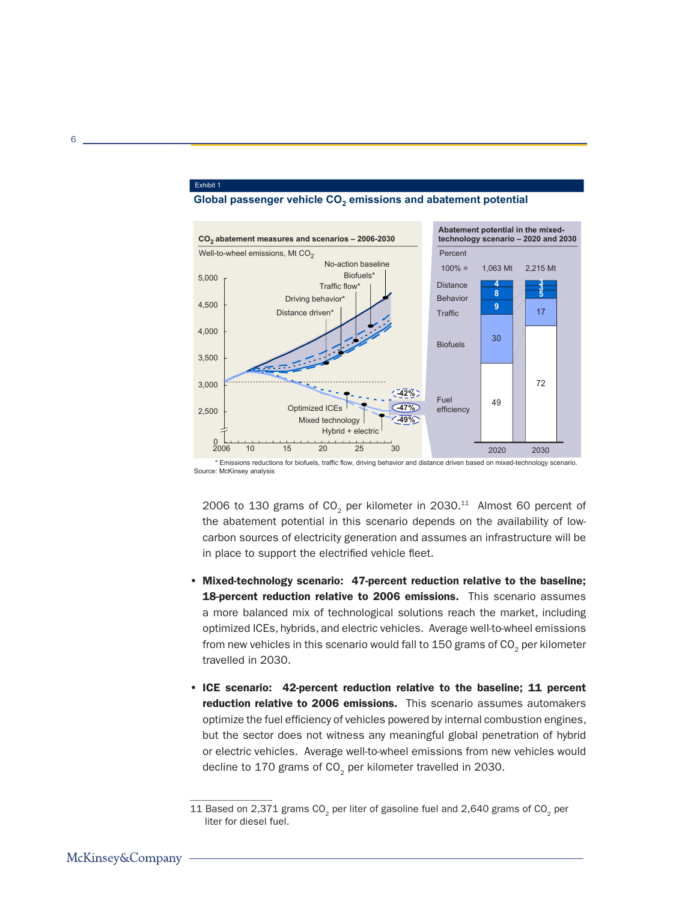Exhibit 1

**Global passenger vehicle $CO_2$ emissions and abatement potential**

**$CO_2$ abatement measures and scenarios – 2006-2030**

Well-to-wheel emissions, Mt $CO_2$

No-action baseline
Biofuels*
Traffic flow*
Driving behavior*
Distance driven*

Optimized ICEs — -42%
Mixed technology — -47%
Hybrid + electric — -49%

**Abatement potential in the mixed-technology scenario – 2020 and 2030**

Percent

| | 2020 | 2030 |
|---|---|---|
| 100% = | 1,063 Mt | 2,215 Mt |
| Distance | 4 | 3 |
| Behavior | 8 | 3 |
| Traffic | 9 | 5 |
| Biofuels | 30 | 17 |
| Fuel efficiency | 49 | 72 |

* Emissions reductions for biofuels, traffic flow, driving behavior and distance driven based on mixed-technology scenario.
Source: McKinsey analysis

2006 to 130 grams of $CO_2$ per kilometer in 2030.[11] Almost 60 percent of the abatement potential in this scenario depends on the availability of low-carbon sources of electricity generation and assumes an infrastructure will be in place to support the electrified vehicle fleet.

- **Mixed-technology scenario: 47-percent reduction relative to the baseline; 18-percent reduction relative to 2006 emissions.** This scenario assumes a more balanced mix of technological solutions reach the market, including optimized ICEs, hybrids, and electric vehicles. Average well-to-wheel emissions from new vehicles in this scenario would fall to 150 grams of $CO_2$ per kilometer travelled in 2030.

- **ICE scenario: 42-percent reduction relative to the baseline; 11 percent reduction relative to 2006 emissions.** This scenario assumes automakers optimize the fuel efficiency of vehicles powered by internal combustion engines, but the sector does not witness any meaningful global penetration of hybrid or electric vehicles. Average well-to-wheel emissions from new vehicles would decline to 170 grams of $CO_2$ per kilometer travelled in 2030.

11 Based on 2,371 grams $CO_2$ per liter of gasoline fuel and 2,640 grams of $CO_2$ per liter for diesel fuel.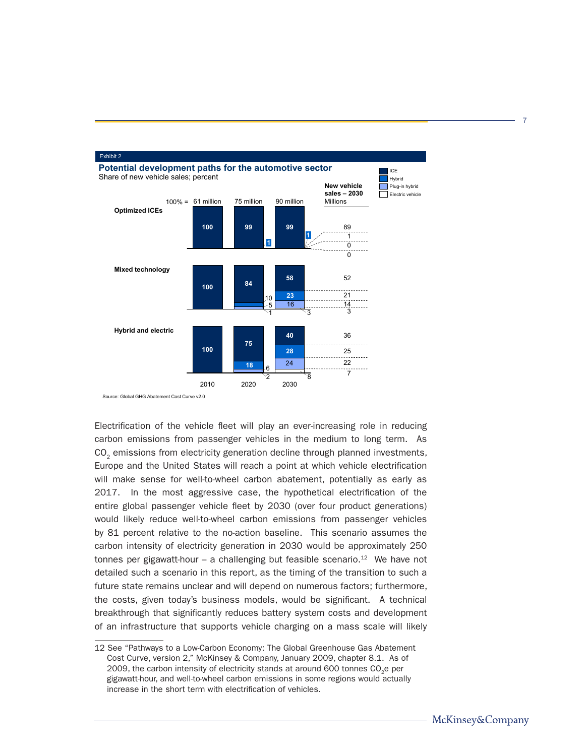Exhibit 2

**Potential development paths for the automotive sector**

Share of new vehicle sales; percent

Legend: ICE, Hybrid, Plug-in hybrid, Electric vehicle

| Scenario | Segment | 2010 (100% = 61 million) | 2020 (100% = 75 million) | 2030 (100% = 90 million) | New vehicle sales – 2030 (Millions) |
|---|---|---|---|---|---|
| Optimized ICEs | ICE | 100 | 99 | 99 | 89 |
| | Hybrid | | 1 | 1 | 1 |
| | Plug-in hybrid | | | | 0 |
| | Electric vehicle | | | | 0 |
| Mixed technology | ICE | 100 | 84 | 58 | 52 |
| | Hybrid | | 10 | 23 | 21 |
| | Plug-in hybrid | | 5 | 16 | 14 |
| | Electric vehicle | | 1 | 3 | 3 |
| Hybrid and electric | ICE | 100 | 75 | 40 | 36 |
| | Hybrid | | 18 | 28 | 25 |
| | Plug-in hybrid | | 6 | 24 | 22 |
| | Electric vehicle | | 2 | 8 | 7 |

Source: Global GHG Abatement Cost Curve v2.0

Electrification of the vehicle fleet will play an ever-increasing role in reducing carbon emissions from passenger vehicles in the medium to long term. As $CO_2$ emissions from electricity generation decline through planned investments, Europe and the United States will reach a point at which vehicle electrification will make sense for well-to-wheel carbon abatement, potentially as early as 2017. In the most aggressive case, the hypothetical electrification of the entire global passenger vehicle fleet by 2030 (over four product generations) would likely reduce well-to-wheel carbon emissions from passenger vehicles by 81 percent relative to the no-action baseline. This scenario assumes the carbon intensity of electricity generation in 2030 would be approximately 250 tonnes per gigawatt-hour – a challenging but feasible scenario.[12] We have not detailed such a scenario in this report, as the timing of the transition to such a future state remains unclear and will depend on numerous factors; furthermore, the costs, given today's business models, would be significant. A technical breakthrough that significantly reduces battery system costs and development of an infrastructure that supports vehicle charging on a mass scale will likely

12 See "Pathways to a Low-Carbon Economy: The Global Greenhouse Gas Abatement Cost Curve, version 2," McKinsey & Company, January 2009, chapter 8.1. As of 2009, the carbon intensity of electricity stands at around 600 tonnes $CO_2e$ per gigawatt-hour, and well-to-wheel carbon emissions in some regions would actually increase in the short term with electrification of vehicles.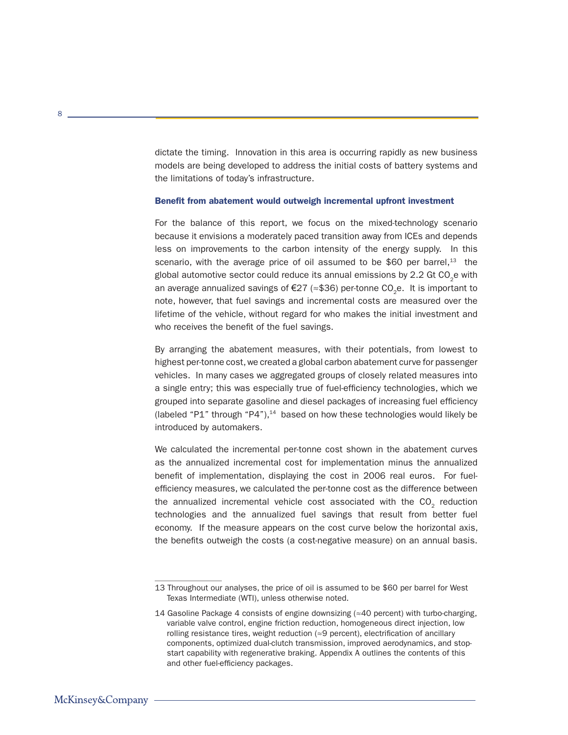dictate the timing. Innovation in this area is occurring rapidly as new business models are being developed to address the initial costs of battery systems and the limitations of today's infrastructure.

### Benefit from abatement would outweigh incremental upfront investment

For the balance of this report, we focus on the mixed-technology scenario because it envisions a moderately paced transition away from ICEs and depends less on improvements to the carbon intensity of the energy supply. In this scenario, with the average price of oil assumed to be $60 per barrel,[13] the global automotive sector could reduce its annual emissions by 2.2 Gt $CO_2$e with an average annualized savings of €27 (≈$36) per-tonne $CO_2$e. It is important to note, however, that fuel savings and incremental costs are measured over the lifetime of the vehicle, without regard for who makes the initial investment and who receives the benefit of the fuel savings.

By arranging the abatement measures, with their potentials, from lowest to highest per-tonne cost, we created a global carbon abatement curve for passenger vehicles. In many cases we aggregated groups of closely related measures into a single entry; this was especially true of fuel-efficiency technologies, which we grouped into separate gasoline and diesel packages of increasing fuel efficiency (labeled "P1" through "P4"),[14] based on how these technologies would likely be introduced by automakers.

We calculated the incremental per-tonne cost shown in the abatement curves as the annualized incremental cost for implementation minus the annualized benefit of implementation, displaying the cost in 2006 real euros. For fuel-efficiency measures, we calculated the per-tonne cost as the difference between the annualized incremental vehicle cost associated with the $CO_2$ reduction technologies and the annualized fuel savings that result from better fuel economy. If the measure appears on the cost curve below the horizontal axis, the benefits outweigh the costs (a cost-negative measure) on an annual basis.

---

13 Throughout our analyses, the price of oil is assumed to be $60 per barrel for West Texas Intermediate (WTI), unless otherwise noted.

14 Gasoline Package 4 consists of engine downsizing (≈40 percent) with turbo-charging, variable valve control, engine friction reduction, homogeneous direct injection, low rolling resistance tires, weight reduction (≈9 percent), electrification of ancillary components, optimized dual-clutch transmission, improved aerodynamics, and stop-start capability with regenerative braking. Appendix A outlines the contents of this and other fuel-efficiency packages.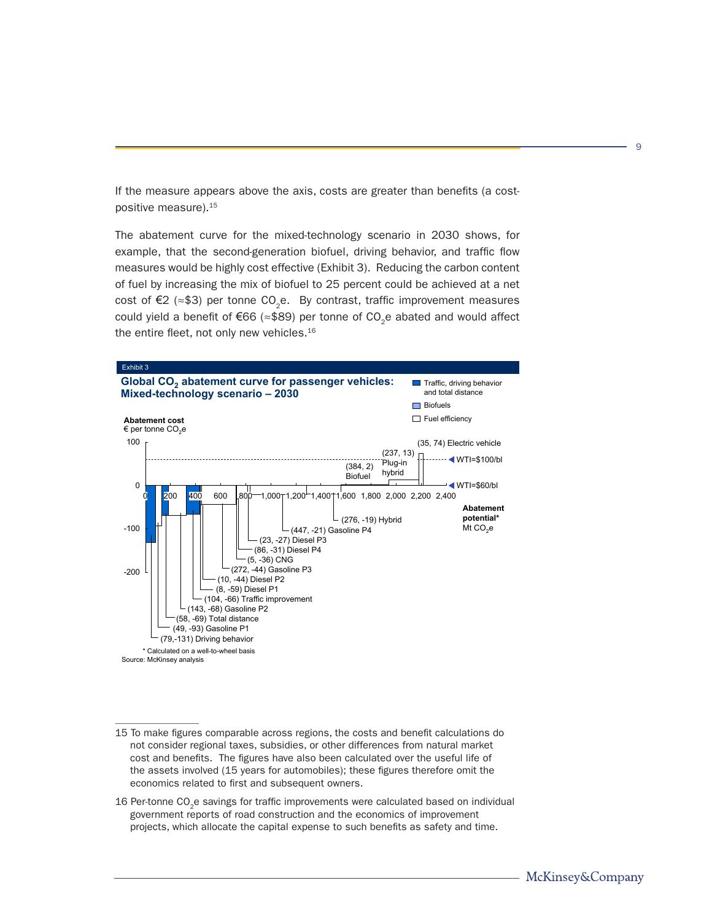If the measure appears above the axis, costs are greater than benefits (a cost-positive measure).[15]

The abatement curve for the mixed-technology scenario in 2030 shows, for example, that the second-generation biofuel, driving behavior, and traffic flow measures would be highly cost effective (Exhibit 3). Reducing the carbon content of fuel by increasing the mix of biofuel to 25 percent could be achieved at a net cost of €2 (≈\$3) per tonne $CO_2$e. By contrast, traffic improvement measures could yield a benefit of €66 (≈\$89) per tonne of $CO_2$e abated and would affect the entire fleet, not only new vehicles.[16]

Exhibit 3

**Global $CO_2$ abatement curve for passenger vehicles: Mixed-technology scenario – 2030**

Legend: Traffic, driving behavior and total distance; Biofuels; Fuel efficiency

Abatement cost: € per tonne $CO_2$e

Abatement potential*: Mt $CO_2$e

Reference lines: WTI=\$100/bl; WTI=\$60/bl

| Measure | Abatement potential (Mt $CO_2$e) | Abatement cost (€ per tonne $CO_2$e) |
|---|---|---|
| Driving behavior | 79 | -131 |
| Gasoline P1 | 49 | -93 |
| Total distance | 58 | -69 |
| Gasoline P2 | 143 | -68 |
| Traffic improvement | 104 | -66 |
| Diesel P1 | 8 | -59 |
| Diesel P2 | 10 | -44 |
| Gasoline P3 | 272 | -44 |
| CNG | 5 | -36 |
| Diesel P4 | 86 | -31 |
| Diesel P3 | 23 | -27 |
| Gasoline P4 | 447 | -21 |
| Hybrid | 276 | -19 |
| Biofuel | 384 | 2 |
| Plug-in hybrid | 237 | 13 |
| Electric vehicle | 35 | 74 |

\* Calculated on a well-to-wheel basis

Source: McKinsey analysis

---

15 To make figures comparable across regions, the costs and benefit calculations do not consider regional taxes, subsidies, or other differences from natural market cost and benefits. The figures have also been calculated over the useful life of the assets involved (15 years for automobiles); these figures therefore omit the economics related to first and subsequent owners.

16 Per-tonne $CO_2$e savings for traffic improvements were calculated based on individual government reports of road construction and the economics of improvement projects, which allocate the capital expense to such benefits as safety and time.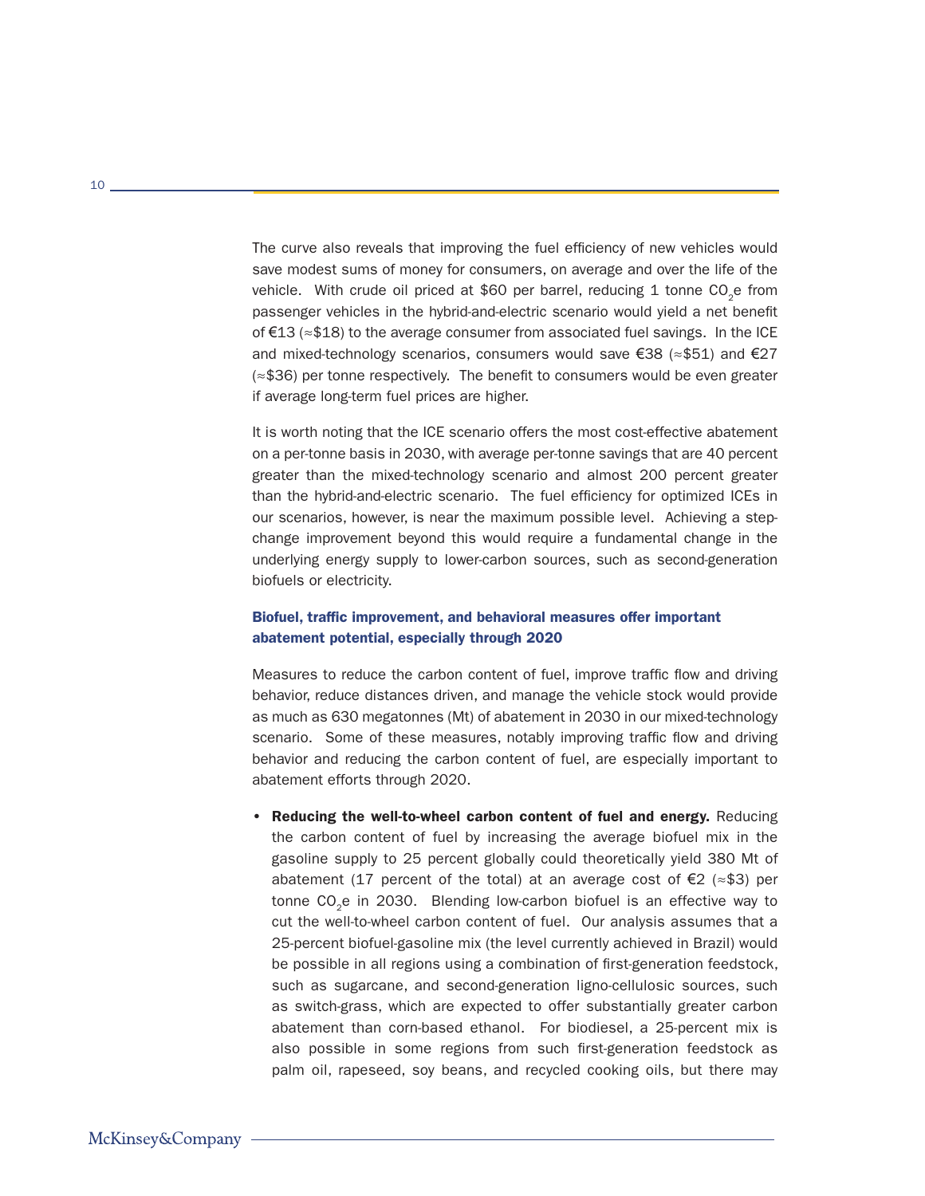The curve also reveals that improving the fuel efficiency of new vehicles would save modest sums of money for consumers, on average and over the life of the vehicle. With crude oil priced at \$60 per barrel, reducing 1 tonne $CO_2$e from passenger vehicles in the hybrid-and-electric scenario would yield a net benefit of €13 (≈\$18) to the average consumer from associated fuel savings. In the ICE and mixed-technology scenarios, consumers would save €38 (≈\$51) and €27 (≈\$36) per tonne respectively. The benefit to consumers would be even greater if average long-term fuel prices are higher.

It is worth noting that the ICE scenario offers the most cost-effective abatement on a per-tonne basis in 2030, with average per-tonne savings that are 40 percent greater than the mixed-technology scenario and almost 200 percent greater than the hybrid-and-electric scenario. The fuel efficiency for optimized ICEs in our scenarios, however, is near the maximum possible level. Achieving a step-change improvement beyond this would require a fundamental change in the underlying energy supply to lower-carbon sources, such as second-generation biofuels or electricity.

### Biofuel, traffic improvement, and behavioral measures offer important abatement potential, especially through 2020

Measures to reduce the carbon content of fuel, improve traffic flow and driving behavior, reduce distances driven, and manage the vehicle stock would provide as much as 630 megatonnes (Mt) of abatement in 2030 in our mixed-technology scenario. Some of these measures, notably improving traffic flow and driving behavior and reducing the carbon content of fuel, are especially important to abatement efforts through 2020.

- **Reducing the well-to-wheel carbon content of fuel and energy.** Reducing the carbon content of fuel by increasing the average biofuel mix in the gasoline supply to 25 percent globally could theoretically yield 380 Mt of abatement (17 percent of the total) at an average cost of €2 (≈\$3) per tonne $CO_2$e in 2030. Blending low-carbon biofuel is an effective way to cut the well-to-wheel carbon content of fuel. Our analysis assumes that a 25-percent biofuel-gasoline mix (the level currently achieved in Brazil) would be possible in all regions using a combination of first-generation feedstock, such as sugarcane, and second-generation ligno-cellulosic sources, such as switch-grass, which are expected to offer substantially greater carbon abatement than corn-based ethanol. For biodiesel, a 25-percent mix is also possible in some regions from such first-generation feedstock as palm oil, rapeseed, soy beans, and recycled cooking oils, but there may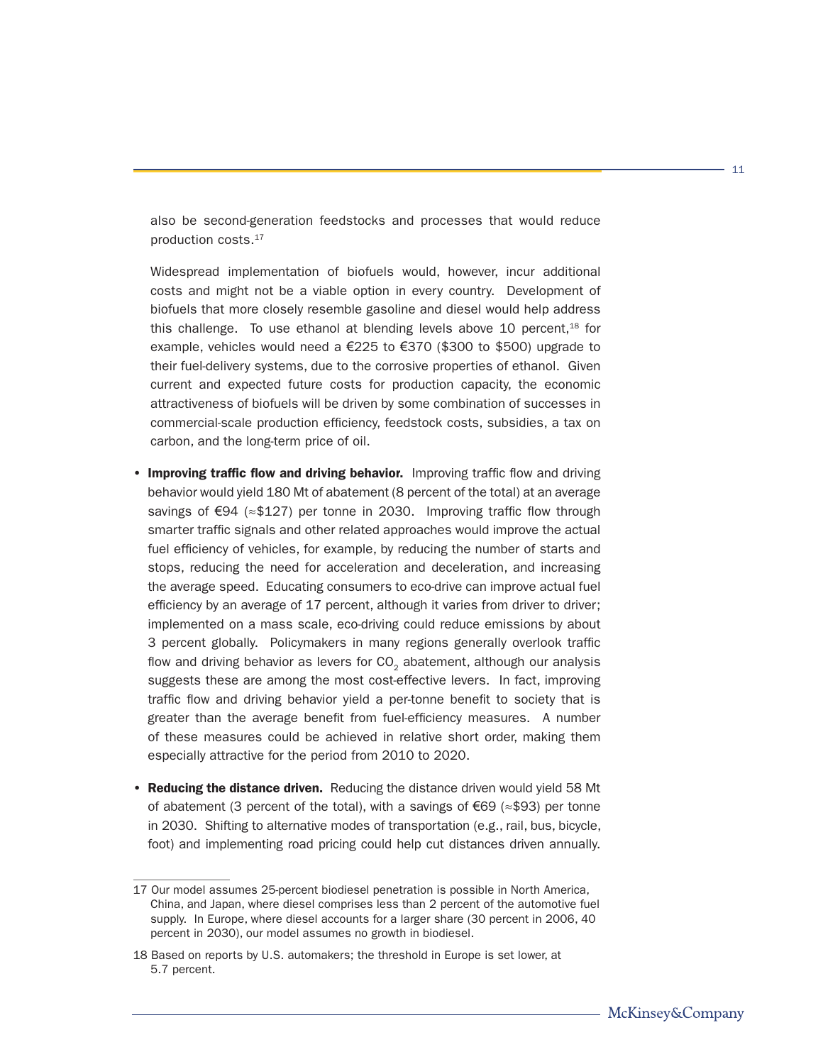also be second-generation feedstocks and processes that would reduce production costs.[17]

Widespread implementation of biofuels would, however, incur additional costs and might not be a viable option in every country. Development of biofuels that more closely resemble gasoline and diesel would help address this challenge. To use ethanol at blending levels above 10 percent,[18] for example, vehicles would need a €225 to €370 ($300 to $500) upgrade to their fuel-delivery systems, due to the corrosive properties of ethanol. Given current and expected future costs for production capacity, the economic attractiveness of biofuels will be driven by some combination of successes in commercial-scale production efficiency, feedstock costs, subsidies, a tax on carbon, and the long-term price of oil.

- **Improving traffic flow and driving behavior.** Improving traffic flow and driving behavior would yield 180 Mt of abatement (8 percent of the total) at an average savings of €94 (≈$127) per tonne in 2030. Improving traffic flow through smarter traffic signals and other related approaches would improve the actual fuel efficiency of vehicles, for example, by reducing the number of starts and stops, reducing the need for acceleration and deceleration, and increasing the average speed. Educating consumers to eco-drive can improve actual fuel efficiency by an average of 17 percent, although it varies from driver to driver; implemented on a mass scale, eco-driving could reduce emissions by about 3 percent globally. Policymakers in many regions generally overlook traffic flow and driving behavior as levers for $CO_2$ abatement, although our analysis suggests these are among the most cost-effective levers. In fact, improving traffic flow and driving behavior yield a per-tonne benefit to society that is greater than the average benefit from fuel-efficiency measures. A number of these measures could be achieved in relative short order, making them especially attractive for the period from 2010 to 2020.

- **Reducing the distance driven.** Reducing the distance driven would yield 58 Mt of abatement (3 percent of the total), with a savings of €69 (≈$93) per tonne in 2030. Shifting to alternative modes of transportation (e.g., rail, bus, bicycle, foot) and implementing road pricing could help cut distances driven annually.

---

17 Our model assumes 25-percent biodiesel penetration is possible in North America, China, and Japan, where diesel comprises less than 2 percent of the automotive fuel supply. In Europe, where diesel accounts for a larger share (30 percent in 2006, 40 percent in 2030), our model assumes no growth in biodiesel.

18 Based on reports by U.S. automakers; the threshold in Europe is set lower, at 5.7 percent.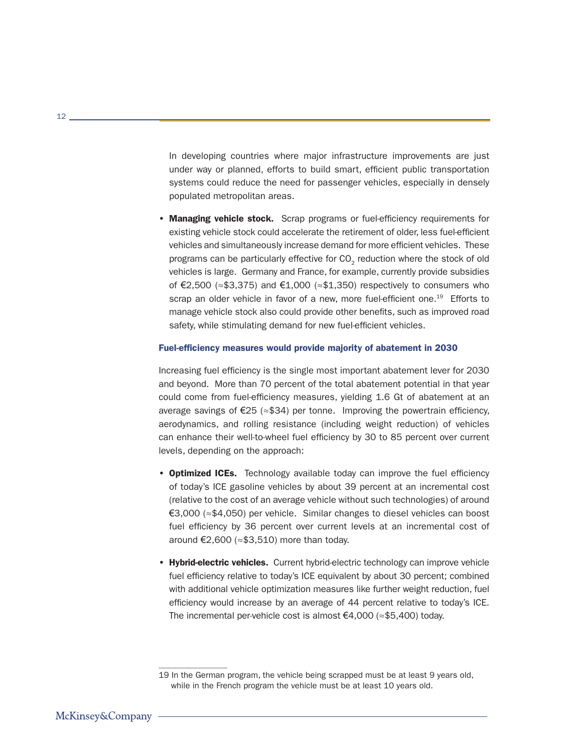In developing countries where major infrastructure improvements are just under way or planned, efforts to build smart, efficient public transportation systems could reduce the need for passenger vehicles, especially in densely populated metropolitan areas.

- **Managing vehicle stock.** Scrap programs or fuel-efficiency requirements for existing vehicle stock could accelerate the retirement of older, less fuel-efficient vehicles and simultaneously increase demand for more efficient vehicles. These programs can be particularly effective for $CO_2$ reduction where the stock of old vehicles is large. Germany and France, for example, currently provide subsidies of €2,500 (≈$3,375) and €1,000 (≈$1,350) respectively to consumers who scrap an older vehicle in favor of a new, more fuel-efficient one.[19] Efforts to manage vehicle stock also could provide other benefits, such as improved road safety, while stimulating demand for new fuel-efficient vehicles.

### Fuel-efficiency measures would provide majority of abatement in 2030

Increasing fuel efficiency is the single most important abatement lever for 2030 and beyond. More than 70 percent of the total abatement potential in that year could come from fuel-efficiency measures, yielding 1.6 Gt of abatement at an average savings of €25 (≈$34) per tonne. Improving the powertrain efficiency, aerodynamics, and rolling resistance (including weight reduction) of vehicles can enhance their well-to-wheel fuel efficiency by 30 to 85 percent over current levels, depending on the approach:

- **Optimized ICEs.** Technology available today can improve the fuel efficiency of today's ICE gasoline vehicles by about 39 percent at an incremental cost (relative to the cost of an average vehicle without such technologies) of around €3,000 (≈$4,050) per vehicle. Similar changes to diesel vehicles can boost fuel efficiency by 36 percent over current levels at an incremental cost of around €2,600 (≈$3,510) more than today.

- **Hybrid-electric vehicles.** Current hybrid-electric technology can improve vehicle fuel efficiency relative to today's ICE equivalent by about 30 percent; combined with additional vehicle optimization measures like further weight reduction, fuel efficiency would increase by an average of 44 percent relative to today's ICE. The incremental per-vehicle cost is almost €4,000 (≈$5,400) today.

---

19 In the German program, the vehicle being scrapped must be at least 9 years old, while in the French program the vehicle must be at least 10 years old.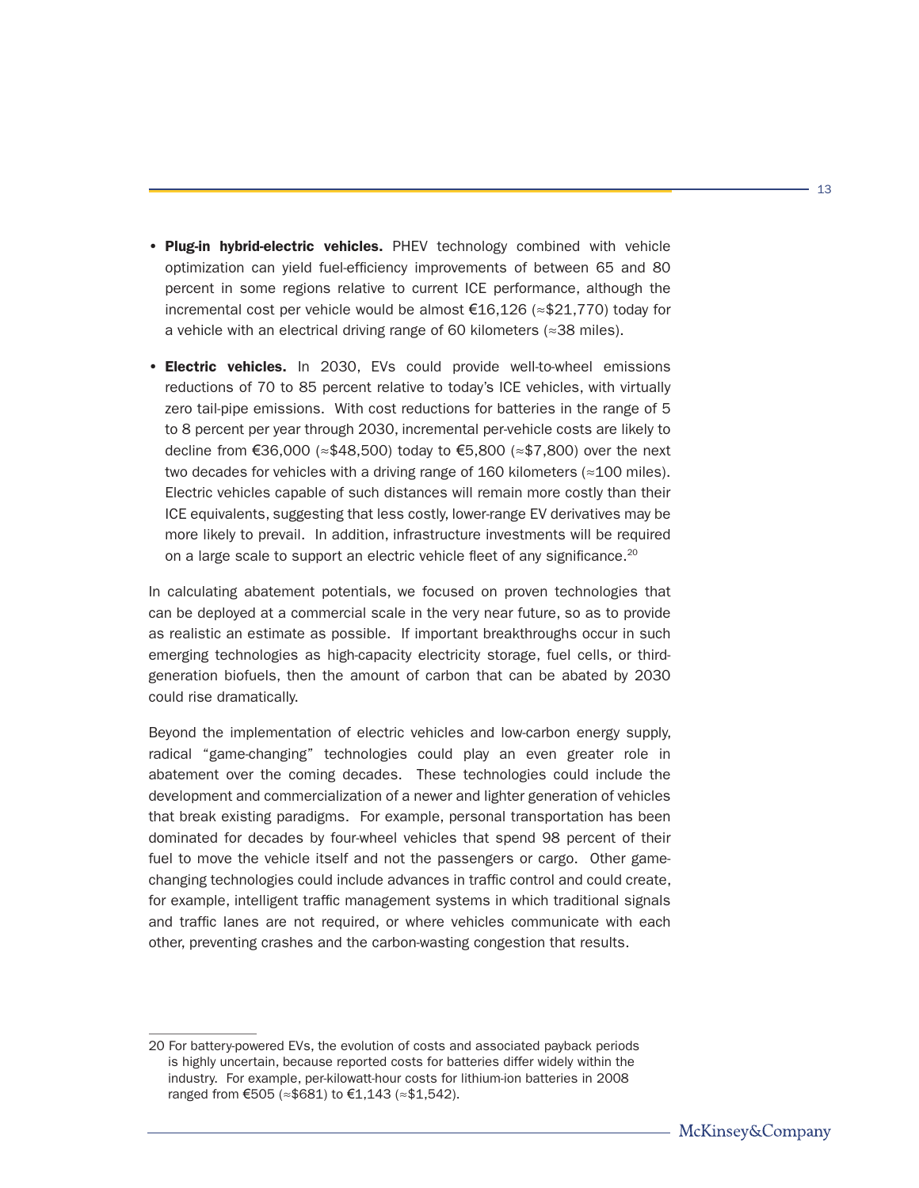- **Plug-in hybrid-electric vehicles.** PHEV technology combined with vehicle optimization can yield fuel-efficiency improvements of between 65 and 80 percent in some regions relative to current ICE performance, although the incremental cost per vehicle would be almost €16,126 (≈$21,770) today for a vehicle with an electrical driving range of 60 kilometers (≈38 miles).

- **Electric vehicles.** In 2030, EVs could provide well-to-wheel emissions reductions of 70 to 85 percent relative to today's ICE vehicles, with virtually zero tail-pipe emissions. With cost reductions for batteries in the range of 5 to 8 percent per year through 2030, incremental per-vehicle costs are likely to decline from €36,000 (≈$48,500) today to €5,800 (≈$7,800) over the next two decades for vehicles with a driving range of 160 kilometers (≈100 miles). Electric vehicles capable of such distances will remain more costly than their ICE equivalents, suggesting that less costly, lower-range EV derivatives may be more likely to prevail. In addition, infrastructure investments will be required on a large scale to support an electric vehicle fleet of any significance.[20]

In calculating abatement potentials, we focused on proven technologies that can be deployed at a commercial scale in the very near future, so as to provide as realistic an estimate as possible. If important breakthroughs occur in such emerging technologies as high-capacity electricity storage, fuel cells, or third-generation biofuels, then the amount of carbon that can be abated by 2030 could rise dramatically.

Beyond the implementation of electric vehicles and low-carbon energy supply, radical "game-changing" technologies could play an even greater role in abatement over the coming decades. These technologies could include the development and commercialization of a newer and lighter generation of vehicles that break existing paradigms. For example, personal transportation has been dominated for decades by four-wheel vehicles that spend 98 percent of their fuel to move the vehicle itself and not the passengers or cargo. Other game-changing technologies could include advances in traffic control and could create, for example, intelligent traffic management systems in which traditional signals and traffic lanes are not required, or where vehicles communicate with each other, preventing crashes and the carbon-wasting congestion that results.

---

20 For battery-powered EVs, the evolution of costs and associated payback periods is highly uncertain, because reported costs for batteries differ widely within the industry. For example, per-kilowatt-hour costs for lithium-ion batteries in 2008 ranged from €505 (≈$681) to €1,143 (≈$1,542).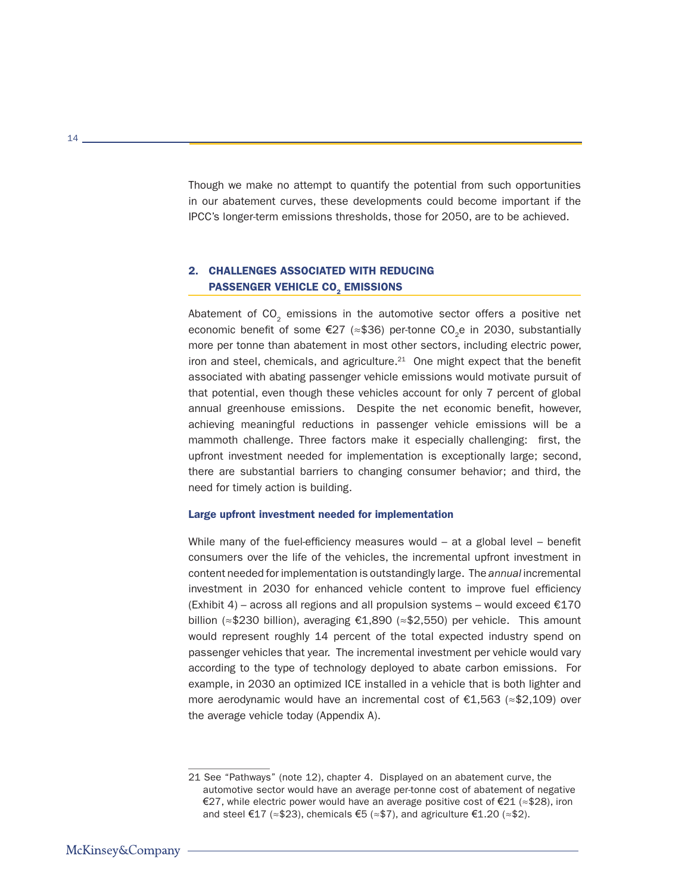Though we make no attempt to quantify the potential from such opportunities in our abatement curves, these developments could become important if the IPCC's longer-term emissions thresholds, those for 2050, are to be achieved.

## 2. CHALLENGES ASSOCIATED WITH REDUCING PASSENGER VEHICLE $CO_2$ EMISSIONS

Abatement of $CO_2$ emissions in the automotive sector offers a positive net economic benefit of some €27 (≈$36) per-tonne $CO_2$e in 2030, substantially more per tonne than abatement in most other sectors, including electric power, iron and steel, chemicals, and agriculture.[21] One might expect that the benefit associated with abating passenger vehicle emissions would motivate pursuit of that potential, even though these vehicles account for only 7 percent of global annual greenhouse emissions. Despite the net economic benefit, however, achieving meaningful reductions in passenger vehicle emissions will be a mammoth challenge. Three factors make it especially challenging: first, the upfront investment needed for implementation is exceptionally large; second, there are substantial barriers to changing consumer behavior; and third, the need for timely action is building.

### Large upfront investment needed for implementation

While many of the fuel-efficiency measures would – at a global level – benefit consumers over the life of the vehicles, the incremental upfront investment in content needed for implementation is outstandingly large. The *annual* incremental investment in 2030 for enhanced vehicle content to improve fuel efficiency (Exhibit 4) – across all regions and all propulsion systems – would exceed €170 billion (≈$230 billion), averaging €1,890 (≈$2,550) per vehicle. This amount would represent roughly 14 percent of the total expected industry spend on passenger vehicles that year. The incremental investment per vehicle would vary according to the type of technology deployed to abate carbon emissions. For example, in 2030 an optimized ICE installed in a vehicle that is both lighter and more aerodynamic would have an incremental cost of €1,563 (≈$2,109) over the average vehicle today (Appendix A).

---

21 See "Pathways" (note 12), chapter 4. Displayed on an abatement curve, the automotive sector would have an average per-tonne cost of abatement of negative €27, while electric power would have an average positive cost of €21 (≈$28), iron and steel €17 (≈$23), chemicals €5 (≈$7), and agriculture €1.20 (≈$2).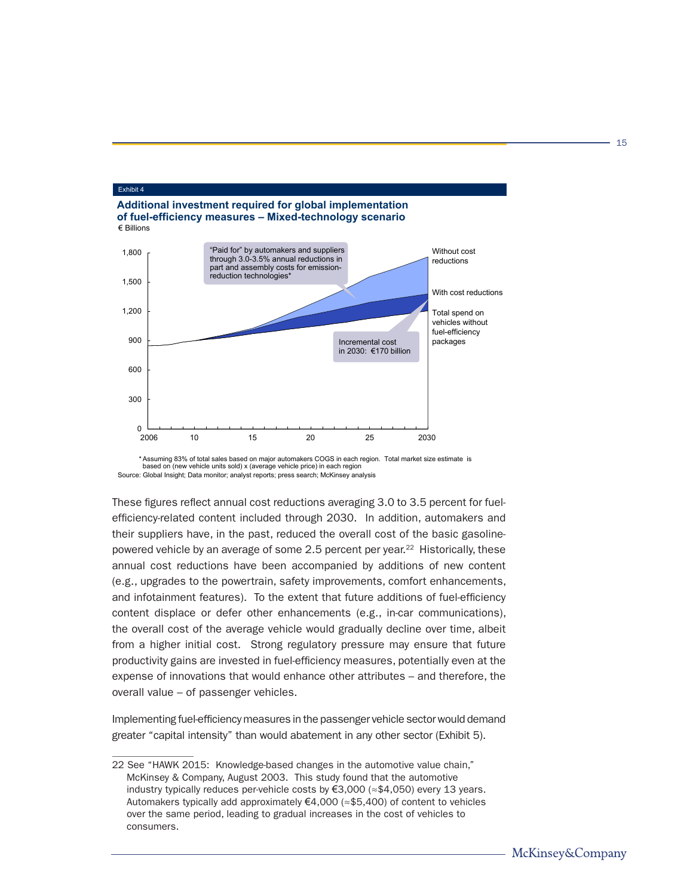Exhibit 4

**Additional investment required for global implementation of fuel-efficiency measures – Mixed-technology scenario**

€ Billions

"Paid for" by automakers and suppliers through 3.0-3.5% annual reductions in part and assembly costs for emission-reduction technologies*

Without cost reductions

With cost reductions

Total spend on vehicles without fuel-efficiency packages

Incremental cost in 2030: €170 billion

\* Assuming 83% of total sales based on major automakers COGS in each region. Total market size estimate is based on (new vehicle units sold) x (average vehicle price) in each region

Source: Global Insight; Data monitor; analyst reports; press search; McKinsey analysis

These figures reflect annual cost reductions averaging 3.0 to 3.5 percent for fuel-efficiency-related content included through 2030. In addition, automakers and their suppliers have, in the past, reduced the overall cost of the basic gasoline-powered vehicle by an average of some 2.5 percent per year.[22] Historically, these annual cost reductions have been accompanied by additions of new content (e.g., upgrades to the powertrain, safety improvements, comfort enhancements, and infotainment features). To the extent that future additions of fuel-efficiency content displace or defer other enhancements (e.g., in-car communications), the overall cost of the average vehicle would gradually decline over time, albeit from a higher initial cost. Strong regulatory pressure may ensure that future productivity gains are invested in fuel-efficiency measures, potentially even at the expense of innovations that would enhance other attributes – and therefore, the overall value – of passenger vehicles.

Implementing fuel-efficiency measures in the passenger vehicle sector would demand greater "capital intensity" than would abatement in any other sector (Exhibit 5).

---

22 See "HAWK 2015: Knowledge-based changes in the automotive value chain," McKinsey & Company, August 2003. This study found that the automotive industry typically reduces per-vehicle costs by €3,000 (≈$4,050) every 13 years. Automakers typically add approximately €4,000 (≈$5,400) of content to vehicles over the same period, leading to gradual increases in the cost of vehicles to consumers.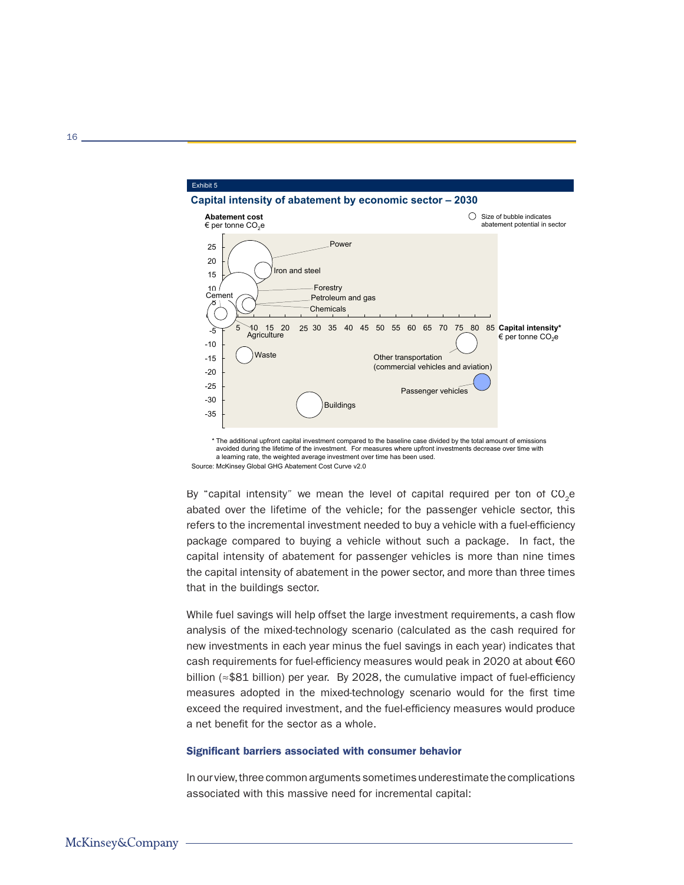Exhibit 5

**Capital intensity of abatement by economic sector – 2030**

**Abatement cost**
€ per tonne $CO_2e$

Size of bubble indicates abatement potential in sector

Power
Iron and steel
Forestry
Petroleum and gas
Chemicals
Cement
Agriculture
Waste
Other transportation (commercial vehicles and aviation)
Passenger vehicles
Buildings

**Capital intensity***
€ per tonne $CO_2e$

\* The additional upfront capital investment compared to the baseline case divided by the total amount of emissions avoided during the lifetime of the investment. For measures where upfront investments decrease over time with a learning rate, the weighted average investment over time has been used.

Source: McKinsey Global GHG Abatement Cost Curve v2.0

By "capital intensity" we mean the level of capital required per ton of $CO_2e$ abated over the lifetime of the vehicle; for the passenger vehicle sector, this refers to the incremental investment needed to buy a vehicle with a fuel-efficiency package compared to buying a vehicle without such a package. In fact, the capital intensity of abatement for passenger vehicles is more than nine times the capital intensity of abatement in the power sector, and more than three times that in the buildings sector.

While fuel savings will help offset the large investment requirements, a cash flow analysis of the mixed-technology scenario (calculated as the cash required for new investments in each year minus the fuel savings in each year) indicates that cash requirements for fuel-efficiency measures would peak in 2020 at about €60 billion (≈$81 billion) per year. By 2028, the cumulative impact of fuel-efficiency measures adopted in the mixed-technology scenario would for the first time exceed the required investment, and the fuel-efficiency measures would produce a net benefit for the sector as a whole.

### Significant barriers associated with consumer behavior

In our view, three common arguments sometimes underestimate the complications associated with this massive need for incremental capital: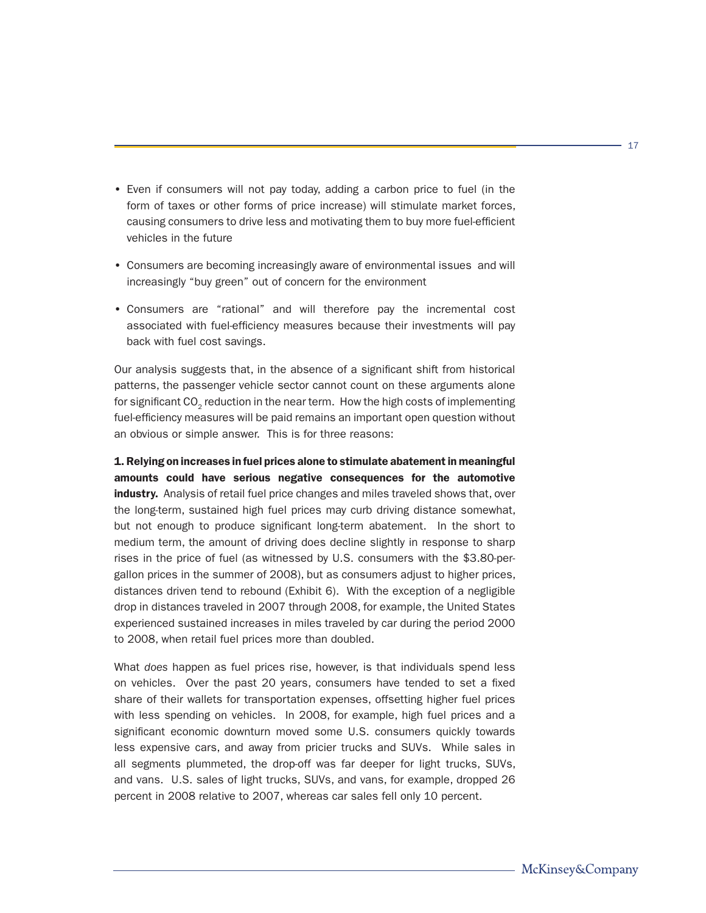- Even if consumers will not pay today, adding a carbon price to fuel (in the form of taxes or other forms of price increase) will stimulate market forces, causing consumers to drive less and motivating them to buy more fuel-efficient vehicles in the future

- Consumers are becoming increasingly aware of environmental issues and will increasingly "buy green" out of concern for the environment

- Consumers are "rational" and will therefore pay the incremental cost associated with fuel-efficiency measures because their investments will pay back with fuel cost savings.

Our analysis suggests that, in the absence of a significant shift from historical patterns, the passenger vehicle sector cannot count on these arguments alone for significant $CO_2$ reduction in the near term. How the high costs of implementing fuel-efficiency measures will be paid remains an important open question without an obvious or simple answer. This is for three reasons:

**1. Relying on increases in fuel prices alone to stimulate abatement in meaningful amounts could have serious negative consequences for the automotive industry.** Analysis of retail fuel price changes and miles traveled shows that, over the long-term, sustained high fuel prices may curb driving distance somewhat, but not enough to produce significant long-term abatement. In the short to medium term, the amount of driving does decline slightly in response to sharp rises in the price of fuel (as witnessed by U.S. consumers with the $3.80-per-gallon prices in the summer of 2008), but as consumers adjust to higher prices, distances driven tend to rebound (Exhibit 6). With the exception of a negligible drop in distances traveled in 2007 through 2008, for example, the United States experienced sustained increases in miles traveled by car during the period 2000 to 2008, when retail fuel prices more than doubled.

What *does* happen as fuel prices rise, however, is that individuals spend less on vehicles. Over the past 20 years, consumers have tended to set a fixed share of their wallets for transportation expenses, offsetting higher fuel prices with less spending on vehicles. In 2008, for example, high fuel prices and a significant economic downturn moved some U.S. consumers quickly towards less expensive cars, and away from pricier trucks and SUVs. While sales in all segments plummeted, the drop-off was far deeper for light trucks, SUVs, and vans. U.S. sales of light trucks, SUVs, and vans, for example, dropped 26 percent in 2008 relative to 2007, whereas car sales fell only 10 percent.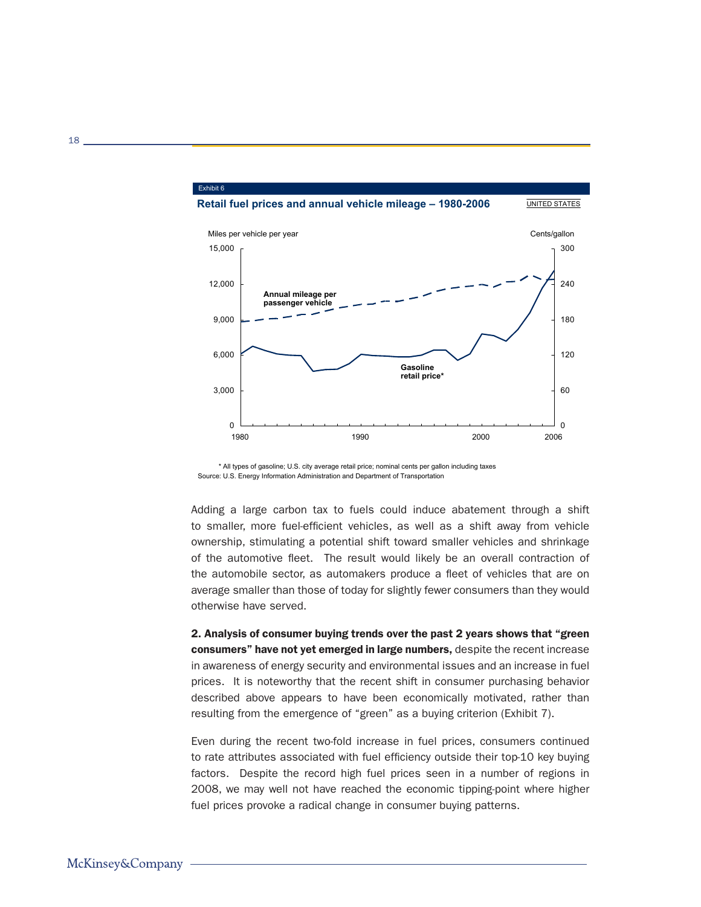Exhibit 6

**Retail fuel prices and annual vehicle mileage – 1980-2006**

UNITED STATES

Miles per vehicle per year

Cents/gallon

Annual mileage per passenger vehicle

Gasoline retail price*

\* All types of gasoline; U.S. city average retail price; nominal cents per gallon including taxes

Source: U.S. Energy Information Administration and Department of Transportation

Adding a large carbon tax to fuels could induce abatement through a shift to smaller, more fuel-efficient vehicles, as well as a shift away from vehicle ownership, stimulating a potential shift toward smaller vehicles and shrinkage of the automotive fleet. The result would likely be an overall contraction of the automobile sector, as automakers produce a fleet of vehicles that are on average smaller than those of today for slightly fewer consumers than they would otherwise have served.

**2. Analysis of consumer buying trends over the past 2 years shows that "green consumers" have not yet emerged in large numbers,** despite the recent increase in awareness of energy security and environmental issues and an increase in fuel prices. It is noteworthy that the recent shift in consumer purchasing behavior described above appears to have been economically motivated, rather than resulting from the emergence of "green" as a buying criterion (Exhibit 7).

Even during the recent two-fold increase in fuel prices, consumers continued to rate attributes associated with fuel efficiency outside their top-10 key buying factors. Despite the record high fuel prices seen in a number of regions in 2008, we may well not have reached the economic tipping-point where higher fuel prices provoke a radical change in consumer buying patterns.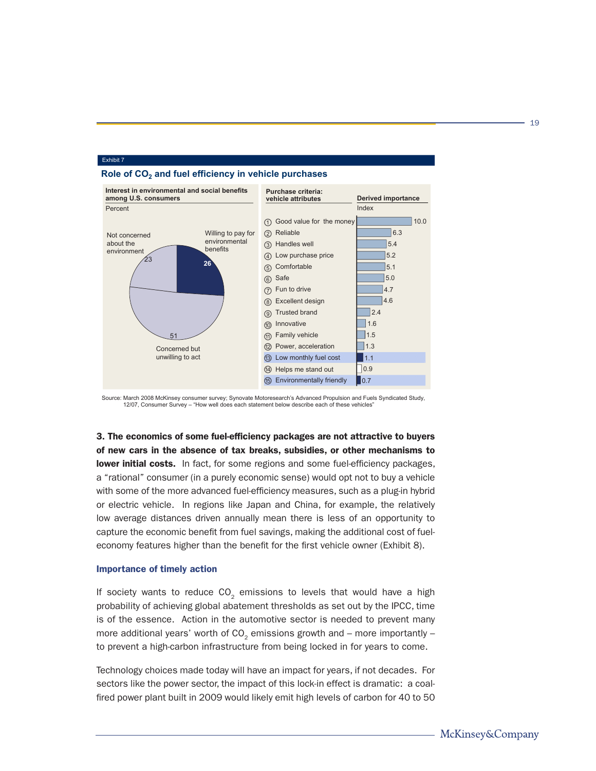Exhibit 7

**Role of $CO_2$ and fuel efficiency in vehicle purchases**

**Interest in environmental and social benefits among U.S. consumers**
Percent

| Category | Percent |
|---|---|
| Willing to pay for environmental benefits | 26 |
| Concerned but unwilling to act | 51 |
| Not concerned about the environment | 23 |

**Purchase criteria: vehicle attributes** — **Derived importance** (Index)

| # | Vehicle attribute | Index |
|---|---|---|
| 1 | Good value for the money | 10.0 |
| 2 | Reliable | 6.3 |
| 3 | Handles well | 5.4 |
| 4 | Low purchase price | 5.2 |
| 5 | Comfortable | 5.1 |
| 6 | Safe | 5.0 |
| 7 | Fun to drive | 4.7 |
| 8 | Excellent design | 4.6 |
| 9 | Trusted brand | 2.4 |
| 10 | Innovative | 1.6 |
| 11 | Family vehicle | 1.5 |
| 12 | Power, acceleration | 1.3 |
| 13 | Low monthly fuel cost | 1.1 |
| 14 | Helps me stand out | 0.9 |
| 15 | Environmentally friendly | 0.7 |

Source: March 2008 McKinsey consumer survey; Synovate Motoresearch's Advanced Propulsion and Fuels Syndicated Study, 12/07, Consumer Survey – "How well does each statement below describe each of these vehicles"

**3. The economics of some fuel-efficiency packages are not attractive to buyers of new cars in the absence of tax breaks, subsidies, or other mechanisms to lower initial costs.** In fact, for some regions and some fuel-efficiency packages, a "rational" consumer (in a purely economic sense) would opt not to buy a vehicle with some of the more advanced fuel-efficiency measures, such as a plug-in hybrid or electric vehicle. In regions like Japan and China, for example, the relatively low average distances driven annually mean there is less of an opportunity to capture the economic benefit from fuel savings, making the additional cost of fuel-economy features higher than the benefit for the first vehicle owner (Exhibit 8).

### Importance of timely action

If society wants to reduce $CO_2$ emissions to levels that would have a high probability of achieving global abatement thresholds as set out by the IPCC, time is of the essence. Action in the automotive sector is needed to prevent many more additional years' worth of $CO_2$ emissions growth and – more importantly – to prevent a high-carbon infrastructure from being locked in for years to come.

Technology choices made today will have an impact for years, if not decades. For sectors like the power sector, the impact of this lock-in effect is dramatic: a coal-fired power plant built in 2009 would likely emit high levels of carbon for 40 to 50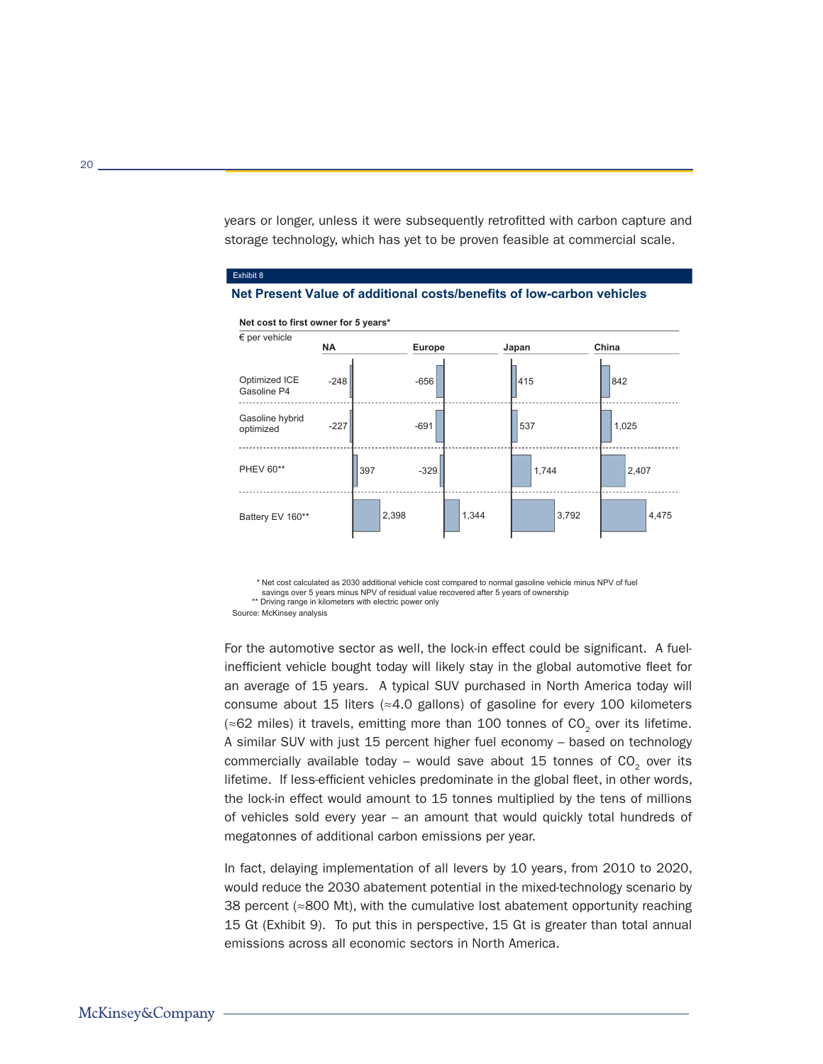years or longer, unless it were subsequently retrofitted with carbon capture and storage technology, which has yet to be proven feasible at commercial scale.

Exhibit 8

**Net Present Value of additional costs/benefits of low-carbon vehicles**

**Net cost to first owner for 5 years***

€ per vehicle

| | NA | Europe | Japan | China |
|---|---|---|---|---|
| Optimized ICE Gasoline P4 | -248 | -656 | 415 | 842 |
| Gasoline hybrid optimized | -227 | -691 | 537 | 1,025 |
| PHEV 60** | 397 | -329 | 1,744 | 2,407 |
| Battery EV 160** | 2,398 | 1,344 | 3,792 | 4,475 |

\* Net cost calculated as 2030 additional vehicle cost compared to normal gasoline vehicle minus NPV of fuel savings over 5 years minus NPV of residual value recovered after 5 years of ownership

** Driving range in kilometers with electric power only

Source: McKinsey analysis

For the automotive sector as well, the lock-in effect could be significant. A fuel-inefficient vehicle bought today will likely stay in the global automotive fleet for an average of 15 years. A typical SUV purchased in North America today will consume about 15 liters (≈4.0 gallons) of gasoline for every 100 kilometers (≈62 miles) it travels, emitting more than 100 tonnes of $CO_2$ over its lifetime. A similar SUV with just 15 percent higher fuel economy – based on technology commercially available today – would save about 15 tonnes of $CO_2$ over its lifetime. If less-efficient vehicles predominate in the global fleet, in other words, the lock-in effect would amount to 15 tonnes multiplied by the tens of millions of vehicles sold every year – an amount that would quickly total hundreds of megatonnes of additional carbon emissions per year.

In fact, delaying implementation of all levers by 10 years, from 2010 to 2020, would reduce the 2030 abatement potential in the mixed-technology scenario by 38 percent (≈800 Mt), with the cumulative lost abatement opportunity reaching 15 Gt (Exhibit 9). To put this in perspective, 15 Gt is greater than total annual emissions across all economic sectors in North America.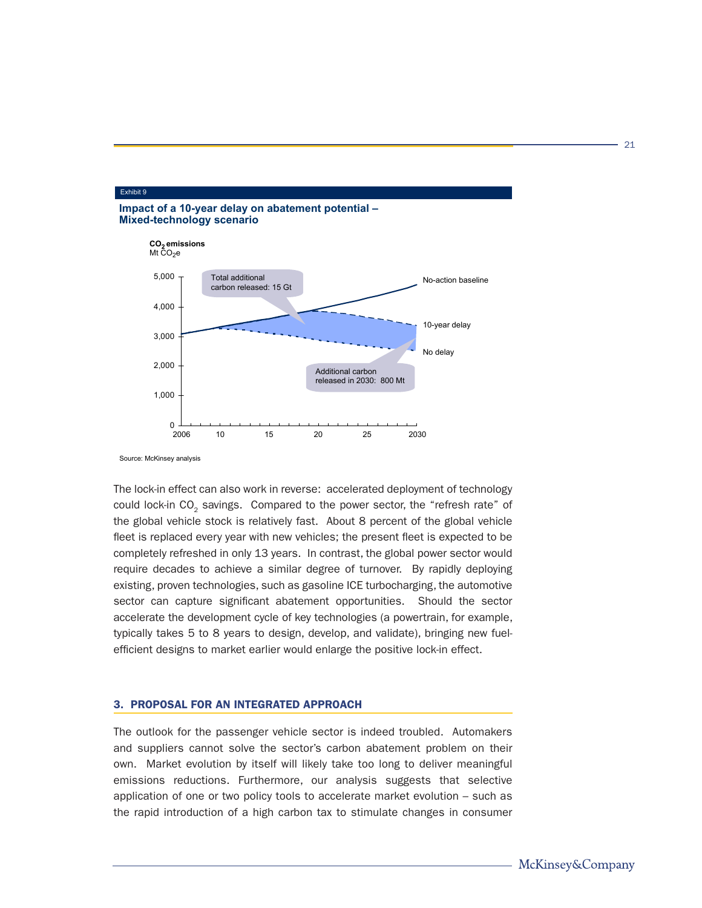Exhibit 9

**Impact of a 10-year delay on abatement potential – Mixed-technology scenario**

**$CO_2$ emissions**
Mt $CO_2$e

Total additional carbon released: 15 Gt

Additional carbon released in 2030: 800 Mt

No-action baseline

10-year delay

No delay

Source: McKinsey analysis

The lock-in effect can also work in reverse: accelerated deployment of technology could lock-in $CO_2$ savings. Compared to the power sector, the "refresh rate" of the global vehicle stock is relatively fast. About 8 percent of the global vehicle fleet is replaced every year with new vehicles; the present fleet is expected to be completely refreshed in only 13 years. In contrast, the global power sector would require decades to achieve a similar degree of turnover. By rapidly deploying existing, proven technologies, such as gasoline ICE turbocharging, the automotive sector can capture significant abatement opportunities. Should the sector accelerate the development cycle of key technologies (a powertrain, for example, typically takes 5 to 8 years to design, develop, and validate), bringing new fuel-efficient designs to market earlier would enlarge the positive lock-in effect.

## 3. PROPOSAL FOR AN INTEGRATED APPROACH

The outlook for the passenger vehicle sector is indeed troubled. Automakers and suppliers cannot solve the sector's carbon abatement problem on their own. Market evolution by itself will likely take too long to deliver meaningful emissions reductions. Furthermore, our analysis suggests that selective application of one or two policy tools to accelerate market evolution – such as the rapid introduction of a high carbon tax to stimulate changes in consumer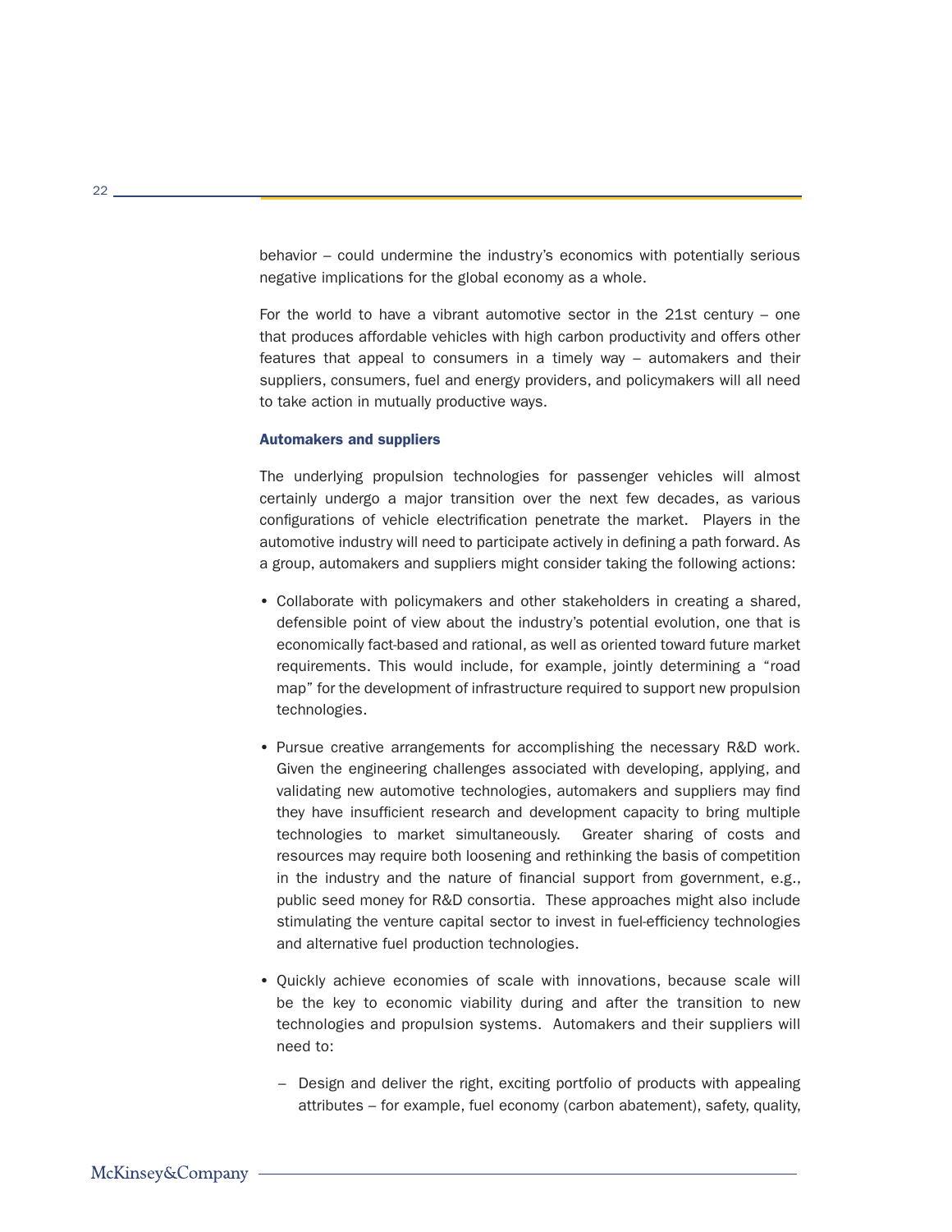behavior – could undermine the industry's economics with potentially serious negative implications for the global economy as a whole.

For the world to have a vibrant automotive sector in the 21st century – one that produces affordable vehicles with high carbon productivity and offers other features that appeal to consumers in a timely way – automakers and their suppliers, consumers, fuel and energy providers, and policymakers will all need to take action in mutually productive ways.

### Automakers and suppliers

The underlying propulsion technologies for passenger vehicles will almost certainly undergo a major transition over the next few decades, as various configurations of vehicle electrification penetrate the market. Players in the automotive industry will need to participate actively in defining a path forward. As a group, automakers and suppliers might consider taking the following actions:

- Collaborate with policymakers and other stakeholders in creating a shared, defensible point of view about the industry's potential evolution, one that is economically fact-based and rational, as well as oriented toward future market requirements. This would include, for example, jointly determining a "road map" for the development of infrastructure required to support new propulsion technologies.

- Pursue creative arrangements for accomplishing the necessary R&D work. Given the engineering challenges associated with developing, applying, and validating new automotive technologies, automakers and suppliers may find they have insufficient research and development capacity to bring multiple technologies to market simultaneously. Greater sharing of costs and resources may require both loosening and rethinking the basis of competition in the industry and the nature of financial support from government, e.g., public seed money for R&D consortia. These approaches might also include stimulating the venture capital sector to invest in fuel-efficiency technologies and alternative fuel production technologies.

- Quickly achieve economies of scale with innovations, because scale will be the key to economic viability during and after the transition to new technologies and propulsion systems. Automakers and their suppliers will need to:

  – Design and deliver the right, exciting portfolio of products with appealing attributes – for example, fuel economy (carbon abatement), safety, quality,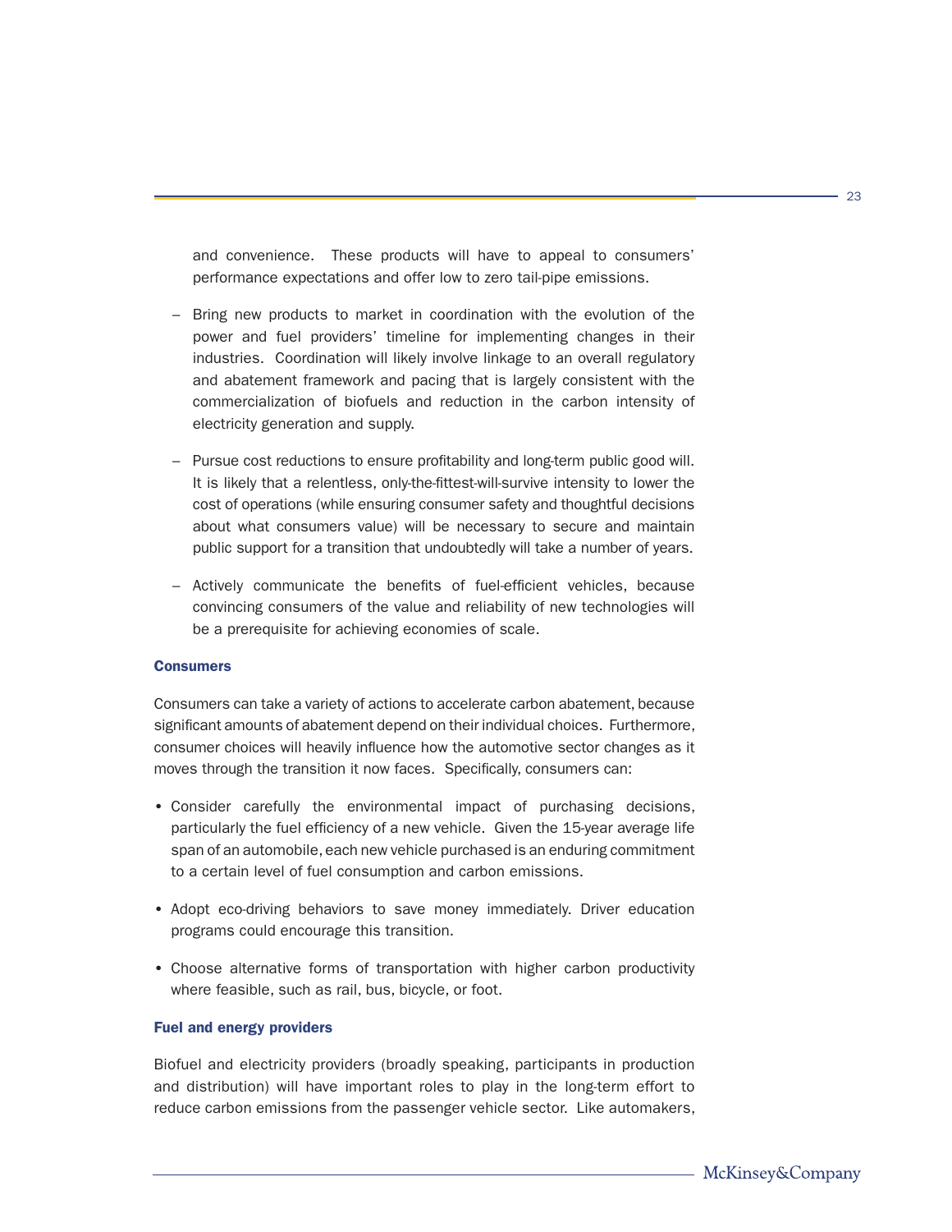and convenience. These products will have to appeal to consumers' performance expectations and offer low to zero tail-pipe emissions.

- Bring new products to market in coordination with the evolution of the power and fuel providers' timeline for implementing changes in their industries. Coordination will likely involve linkage to an overall regulatory and abatement framework and pacing that is largely consistent with the commercialization of biofuels and reduction in the carbon intensity of electricity generation and supply.

- Pursue cost reductions to ensure profitability and long-term public good will. It is likely that a relentless, only-the-fittest-will-survive intensity to lower the cost of operations (while ensuring consumer safety and thoughtful decisions about what consumers value) will be necessary to secure and maintain public support for a transition that undoubtedly will take a number of years.

- Actively communicate the benefits of fuel-efficient vehicles, because convincing consumers of the value and reliability of new technologies will be a prerequisite for achieving economies of scale.

### Consumers

Consumers can take a variety of actions to accelerate carbon abatement, because significant amounts of abatement depend on their individual choices. Furthermore, consumer choices will heavily influence how the automotive sector changes as it moves through the transition it now faces. Specifically, consumers can:

- Consider carefully the environmental impact of purchasing decisions, particularly the fuel efficiency of a new vehicle. Given the 15-year average life span of an automobile, each new vehicle purchased is an enduring commitment to a certain level of fuel consumption and carbon emissions.

- Adopt eco-driving behaviors to save money immediately. Driver education programs could encourage this transition.

- Choose alternative forms of transportation with higher carbon productivity where feasible, such as rail, bus, bicycle, or foot.

### Fuel and energy providers

Biofuel and electricity providers (broadly speaking, participants in production and distribution) will have important roles to play in the long-term effort to reduce carbon emissions from the passenger vehicle sector. Like automakers,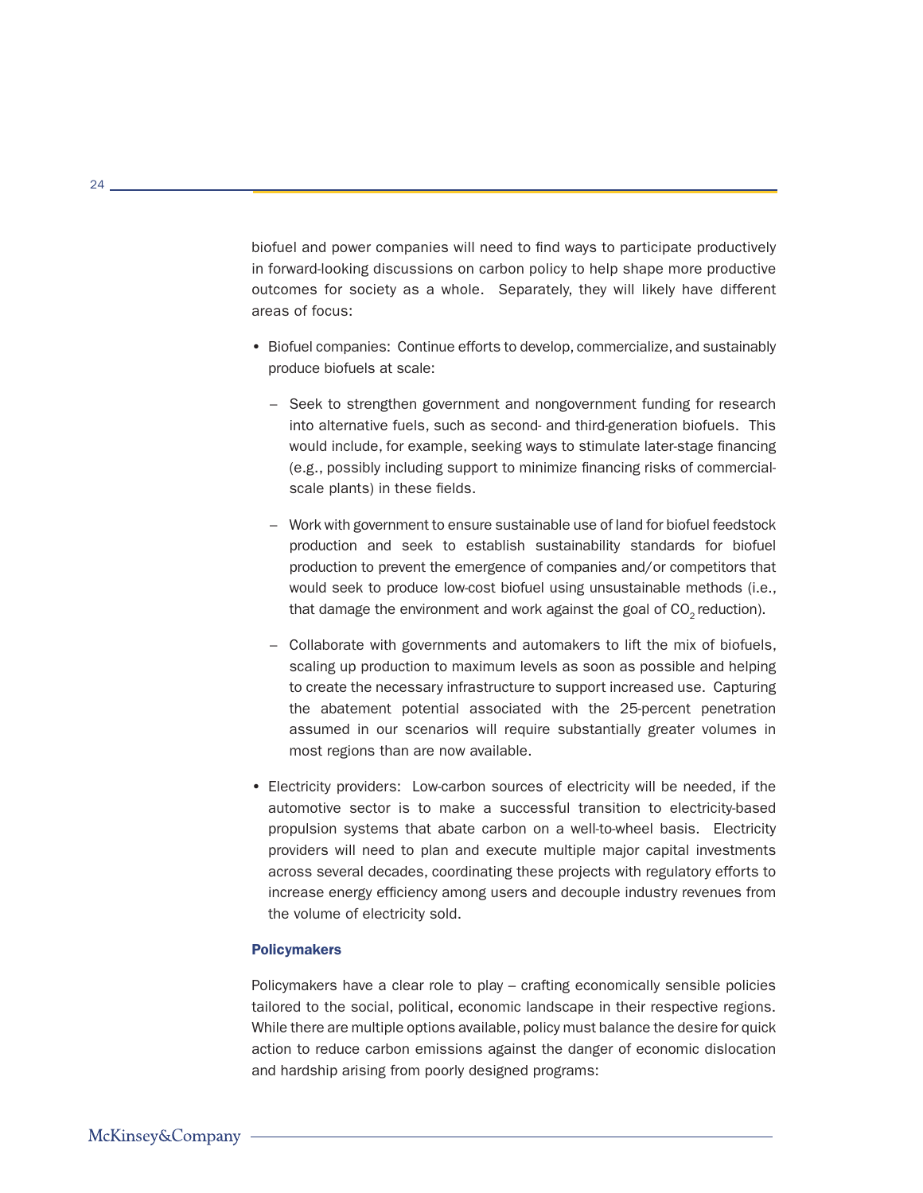biofuel and power companies will need to find ways to participate productively in forward-looking discussions on carbon policy to help shape more productive outcomes for society as a whole. Separately, they will likely have different areas of focus:

- Biofuel companies: Continue efforts to develop, commercialize, and sustainably produce biofuels at scale:
  - Seek to strengthen government and nongovernment funding for research into alternative fuels, such as second- and third-generation biofuels. This would include, for example, seeking ways to stimulate later-stage financing (e.g., possibly including support to minimize financing risks of commercial-scale plants) in these fields.
  - Work with government to ensure sustainable use of land for biofuel feedstock production and seek to establish sustainability standards for biofuel production to prevent the emergence of companies and/or competitors that would seek to produce low-cost biofuel using unsustainable methods (i.e., that damage the environment and work against the goal of $CO_2$ reduction).
  - Collaborate with governments and automakers to lift the mix of biofuels, scaling up production to maximum levels as soon as possible and helping to create the necessary infrastructure to support increased use. Capturing the abatement potential associated with the 25-percent penetration assumed in our scenarios will require substantially greater volumes in most regions than are now available.
- Electricity providers: Low-carbon sources of electricity will be needed, if the automotive sector is to make a successful transition to electricity-based propulsion systems that abate carbon on a well-to-wheel basis. Electricity providers will need to plan and execute multiple major capital investments across several decades, coordinating these projects with regulatory efforts to increase energy efficiency among users and decouple industry revenues from the volume of electricity sold.

### Policymakers

Policymakers have a clear role to play – crafting economically sensible policies tailored to the social, political, economic landscape in their respective regions. While there are multiple options available, policy must balance the desire for quick action to reduce carbon emissions against the danger of economic dislocation and hardship arising from poorly designed programs: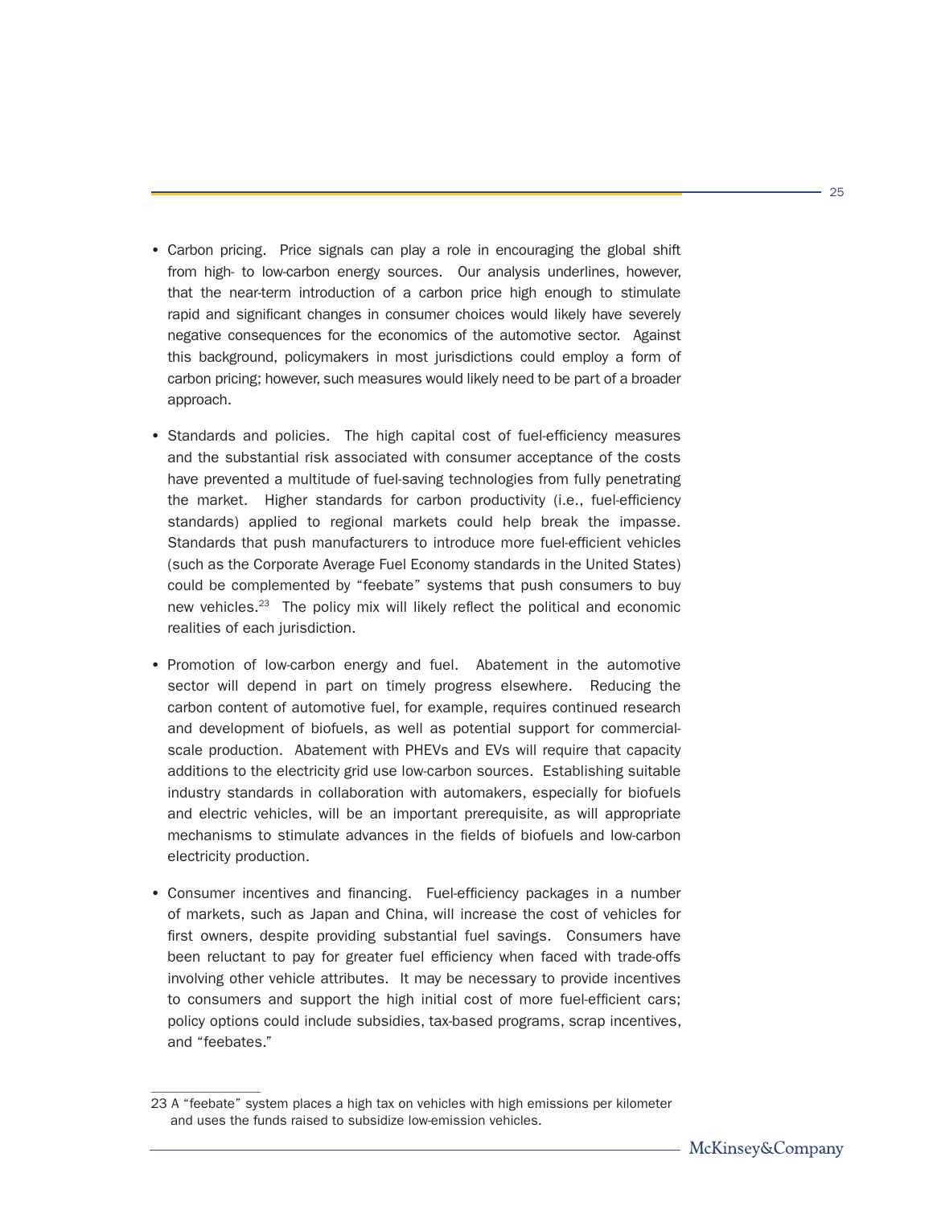- Carbon pricing. Price signals can play a role in encouraging the global shift from high- to low-carbon energy sources. Our analysis underlines, however, that the near-term introduction of a carbon price high enough to stimulate rapid and significant changes in consumer choices would likely have severely negative consequences for the economics of the automotive sector. Against this background, policymakers in most jurisdictions could employ a form of carbon pricing; however, such measures would likely need to be part of a broader approach.

- Standards and policies. The high capital cost of fuel-efficiency measures and the substantial risk associated with consumer acceptance of the costs have prevented a multitude of fuel-saving technologies from fully penetrating the market. Higher standards for carbon productivity (i.e., fuel-efficiency standards) applied to regional markets could help break the impasse. Standards that push manufacturers to introduce more fuel-efficient vehicles (such as the Corporate Average Fuel Economy standards in the United States) could be complemented by "feebate" systems that push consumers to buy new vehicles.[23] The policy mix will likely reflect the political and economic realities of each jurisdiction.

- Promotion of low-carbon energy and fuel. Abatement in the automotive sector will depend in part on timely progress elsewhere. Reducing the carbon content of automotive fuel, for example, requires continued research and development of biofuels, as well as potential support for commercial-scale production. Abatement with PHEVs and EVs will require that capacity additions to the electricity grid use low-carbon sources. Establishing suitable industry standards in collaboration with automakers, especially for biofuels and electric vehicles, will be an important prerequisite, as will appropriate mechanisms to stimulate advances in the fields of biofuels and low-carbon electricity production.

- Consumer incentives and financing. Fuel-efficiency packages in a number of markets, such as Japan and China, will increase the cost of vehicles for first owners, despite providing substantial fuel savings. Consumers have been reluctant to pay for greater fuel efficiency when faced with trade-offs involving other vehicle attributes. It may be necessary to provide incentives to consumers and support the high initial cost of more fuel-efficient cars; policy options could include subsidies, tax-based programs, scrap incentives, and "feebates."

---

23 A "feebate" system places a high tax on vehicles with high emissions per kilometer and uses the funds raised to subsidize low-emission vehicles.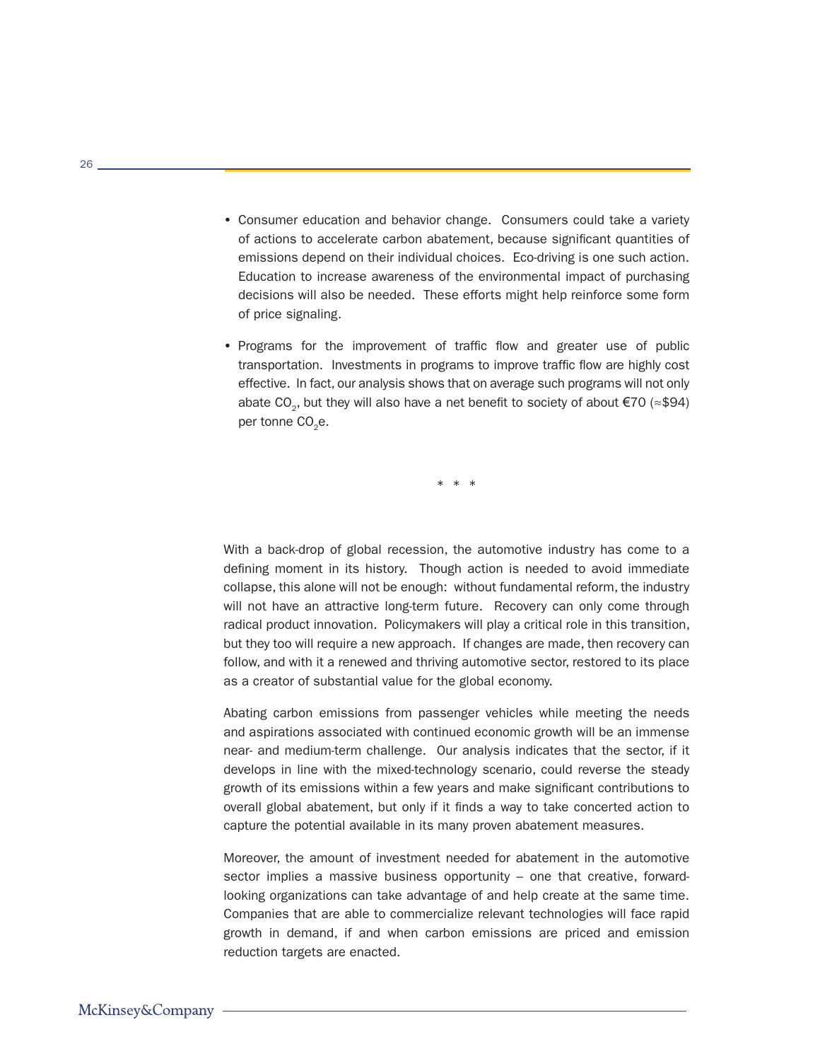- Consumer education and behavior change. Consumers could take a variety of actions to accelerate carbon abatement, because significant quantities of emissions depend on their individual choices. Eco-driving is one such action. Education to increase awareness of the environmental impact of purchasing decisions will also be needed. These efforts might help reinforce some form of price signaling.

- Programs for the improvement of traffic flow and greater use of public transportation. Investments in programs to improve traffic flow are highly cost effective. In fact, our analysis shows that on average such programs will not only abate $CO_2$, but they will also have a net benefit to society of about €70 (≈$94) per tonne $CO_2e$.

\* \* \*

With a back-drop of global recession, the automotive industry has come to a defining moment in its history. Though action is needed to avoid immediate collapse, this alone will not be enough: without fundamental reform, the industry will not have an attractive long-term future. Recovery can only come through radical product innovation. Policymakers will play a critical role in this transition, but they too will require a new approach. If changes are made, then recovery can follow, and with it a renewed and thriving automotive sector, restored to its place as a creator of substantial value for the global economy.

Abating carbon emissions from passenger vehicles while meeting the needs and aspirations associated with continued economic growth will be an immense near- and medium-term challenge. Our analysis indicates that the sector, if it develops in line with the mixed-technology scenario, could reverse the steady growth of its emissions within a few years and make significant contributions to overall global abatement, but only if it finds a way to take concerted action to capture the potential available in its many proven abatement measures.

Moreover, the amount of investment needed for abatement in the automotive sector implies a massive business opportunity – one that creative, forward-looking organizations can take advantage of and help create at the same time. Companies that are able to commercialize relevant technologies will face rapid growth in demand, if and when carbon emissions are priced and emission reduction targets are enacted.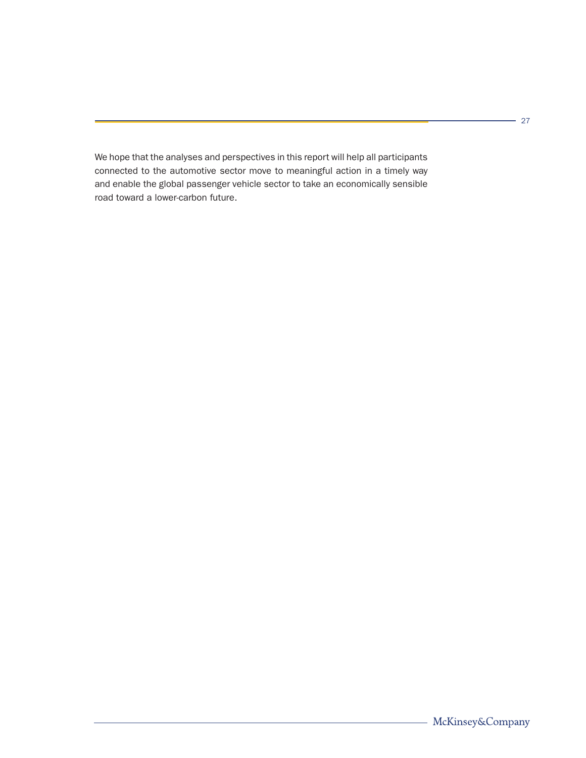We hope that the analyses and perspectives in this report will help all participants connected to the automotive sector move to meaningful action in a timely way and enable the global passenger vehicle sector to take an economically sensible road toward a lower-carbon future.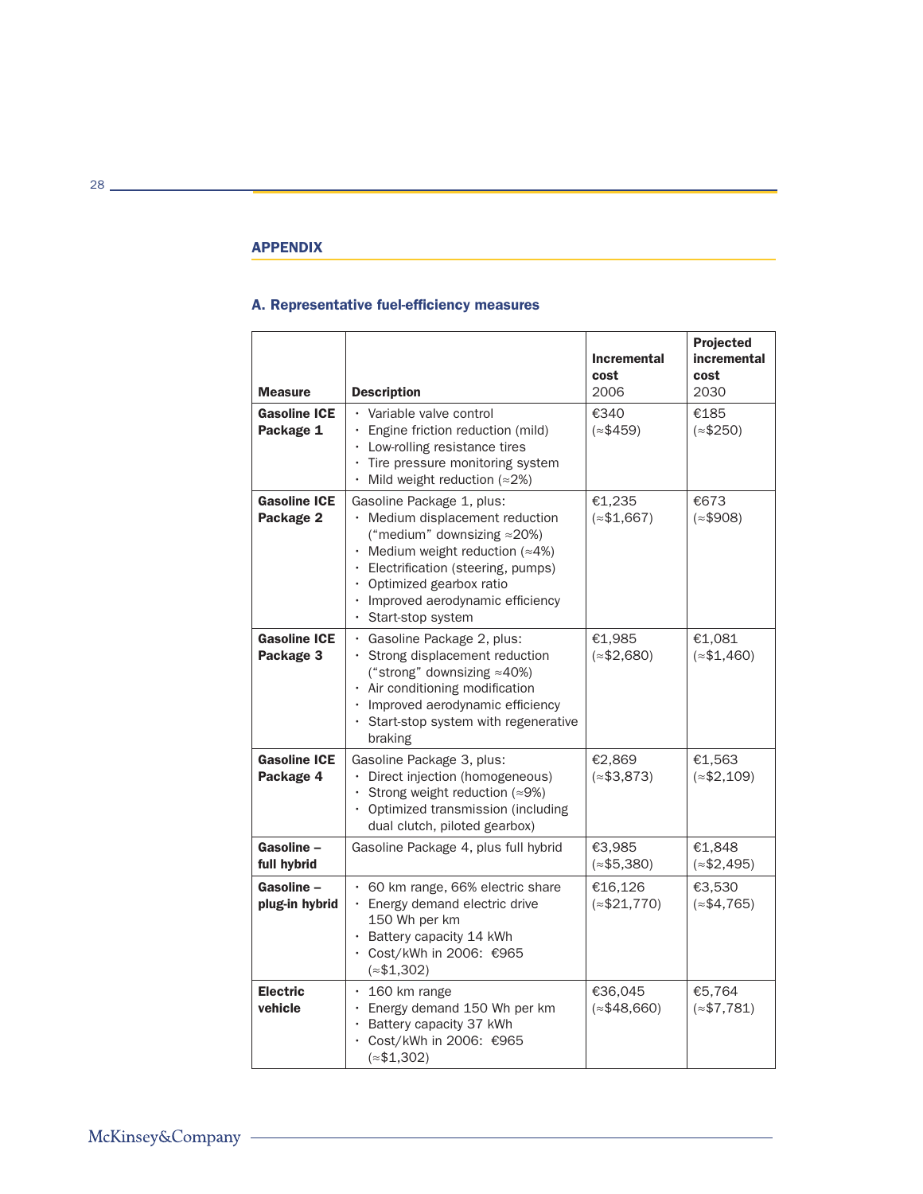## APPENDIX

### A. Representative fuel-efficiency measures

| Measure | Description | Incremental cost 2006 | Projected incremental cost 2030 |
|---|---|---|---|
| **Gasoline ICE Package 1** | • Variable valve control<br>• Engine friction reduction (mild)<br>• Low-rolling resistance tires<br>• Tire pressure monitoring system<br>• Mild weight reduction (≈2%) | €340 (≈$459) | €185 (≈$250) |
| **Gasoline ICE Package 2** | Gasoline Package 1, plus:<br>• Medium displacement reduction ("medium" downsizing ≈20%)<br>• Medium weight reduction (≈4%)<br>• Electrification (steering, pumps)<br>• Optimized gearbox ratio<br>• Improved aerodynamic efficiency<br>• Start-stop system | €1,235 (≈$1,667) | €673 (≈$908) |
| **Gasoline ICE Package 3** | • Gasoline Package 2, plus:<br>• Strong displacement reduction ("strong" downsizing ≈40%)<br>• Air conditioning modification<br>• Improved aerodynamic efficiency<br>• Start-stop system with regenerative braking | €1,985 (≈$2,680) | €1,081 (≈$1,460) |
| **Gasoline ICE Package 4** | Gasoline Package 3, plus:<br>• Direct injection (homogeneous)<br>• Strong weight reduction (≈9%)<br>• Optimized transmission (including dual clutch, piloted gearbox) | €2,869 (≈$3,873) | €1,563 (≈$2,109) |
| **Gasoline – full hybrid** | Gasoline Package 4, plus full hybrid | €3,985 (≈$5,380) | €1,848 (≈$2,495) |
| **Gasoline – plug-in hybrid** | • 60 km range, 66% electric share<br>• Energy demand electric drive 150 Wh per km<br>• Battery capacity 14 kWh<br>• Cost/kWh in 2006: €965 (≈$1,302) | €16,126 (≈$21,770) | €3,530 (≈$4,765) |
| **Electric vehicle** | • 160 km range<br>• Energy demand 150 Wh per km<br>• Battery capacity 37 kWh<br>• Cost/kWh in 2006: €965 (≈$1,302) | €36,045 (≈$48,660) | €5,764 (≈$7,781) |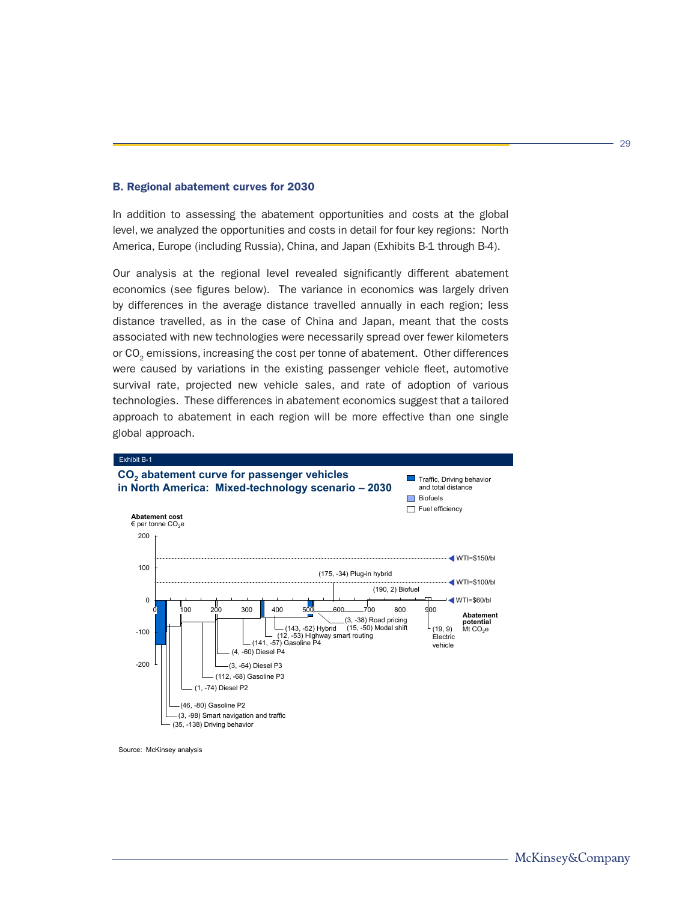## B. Regional abatement curves for 2030

In addition to assessing the abatement opportunities and costs at the global level, we analyzed the opportunities and costs in detail for four key regions: North America, Europe (including Russia), China, and Japan (Exhibits B-1 through B-4).

Our analysis at the regional level revealed significantly different abatement economics (see figures below). The variance in economics was largely driven by differences in the average distance travelled annually in each region; less distance travelled, as in the case of China and Japan, meant that the costs associated with new technologies were necessarily spread over fewer kilometers or $CO_2$ emissions, increasing the cost per tonne of abatement. Other differences were caused by variations in the existing passenger vehicle fleet, automotive survival rate, projected new vehicle sales, and rate of adoption of various technologies. These differences in abatement economics suggest that a tailored approach to abatement in each region will be more effective than one single global approach.

Exhibit B-1

**$CO_2$ abatement curve for passenger vehicles in North America: Mixed-technology scenario – 2030**

Legend: Traffic, Driving behavior and total distance; Biofuels; Fuel efficiency

Abatement cost (€ per tonne $CO_2$e); Abatement potential (Mt $CO_2$e)

WTI=$150/bl; WTI=$100/bl; WTI=$60/bl

(35, -138) Driving behavior; (3, -98) Smart navigation and traffic; (46, -80) Gasoline P2; (1, -74) Diesel P2; (112, -68) Gasoline P3; (3, -64) Diesel P3; (4, -60) Diesel P4; (141, -57) Gasoline P4; (12, -53) Highway smart routing; (143, -52) Hybrid; (15, -50) Modal shift; (3, -38) Road pricing; (175, -34) Plug-in hybrid; (190, 2) Biofuel; (19, 9) Electric vehicle

Source: McKinsey analysis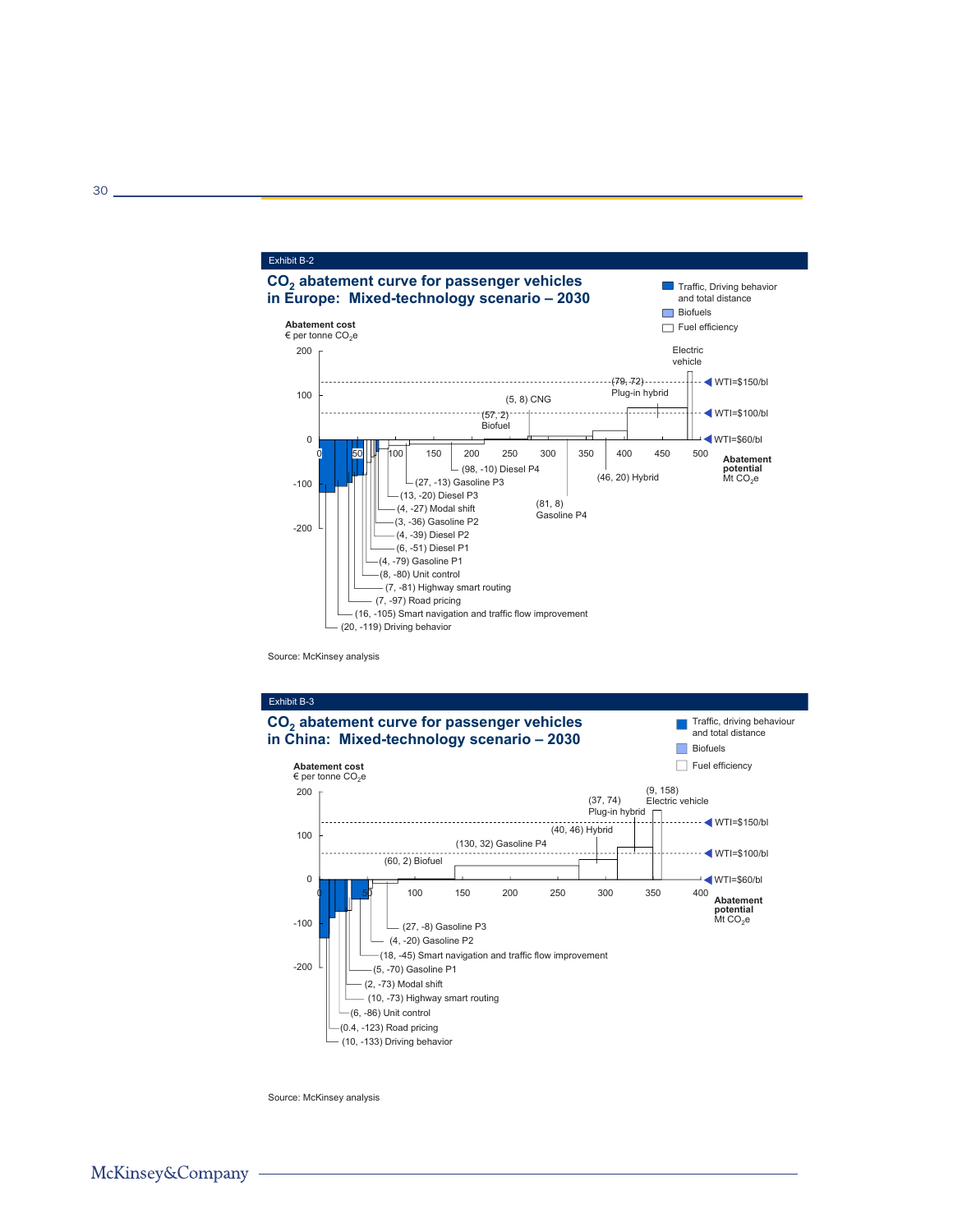Exhibit B-2

## $CO_2$ abatement curve for passenger vehicles in Europe: Mixed-technology scenario – 2030

- Traffic, Driving behavior and total distance
- Biofuels
- Fuel efficiency

**Abatement cost**
€ per tonne $CO_2e$

**Abatement potential**
Mt $CO_2e$

WTI=$150/bl
WTI=$100/bl
WTI=$60/bl

Electric vehicle
(79, 72) Plug-in hybrid
(5, 8) CNG
(57, 2) Biofuel
(98, -10) Diesel P4
(46, 20) Hybrid
(27, -13) Gasoline P3
(13, -20) Diesel P3
(81, 8) Gasoline P4
(4, -27) Modal shift
(3, -36) Gasoline P2
(4, -39) Diesel P2
(6, -51) Diesel P1
(4, -79) Gasoline P1
(8, -80) Unit control
(7, -81) Highway smart routing
(7, -97) Road pricing
(16, -105) Smart navigation and traffic flow improvement
(20, -119) Driving behavior

Source: McKinsey analysis

Exhibit B-3

## $CO_2$ abatement curve for passenger vehicles in China: Mixed-technology scenario – 2030

- Traffic, driving behaviour and total distance
- Biofuels
- Fuel efficiency

**Abatement cost**
€ per tonne $CO_2e$

**Abatement potential**
Mt $CO_2e$

WTI=$150/bl
WTI=$100/bl
WTI=$60/bl

(9, 158) Electric vehicle
(37, 74) Plug-in hybrid
(40, 46) Hybrid
(130, 32) Gasoline P4
(60, 2) Biofuel
(27, -8) Gasoline P3
(4, -20) Gasoline P2
(18, -45) Smart navigation and traffic flow improvement
(5, -70) Gasoline P1
(2, -73) Modal shift
(10, -73) Highway smart routing
(6, -86) Unit control
(0.4, -123) Road pricing
(10, -133) Driving behavior

Source: McKinsey analysis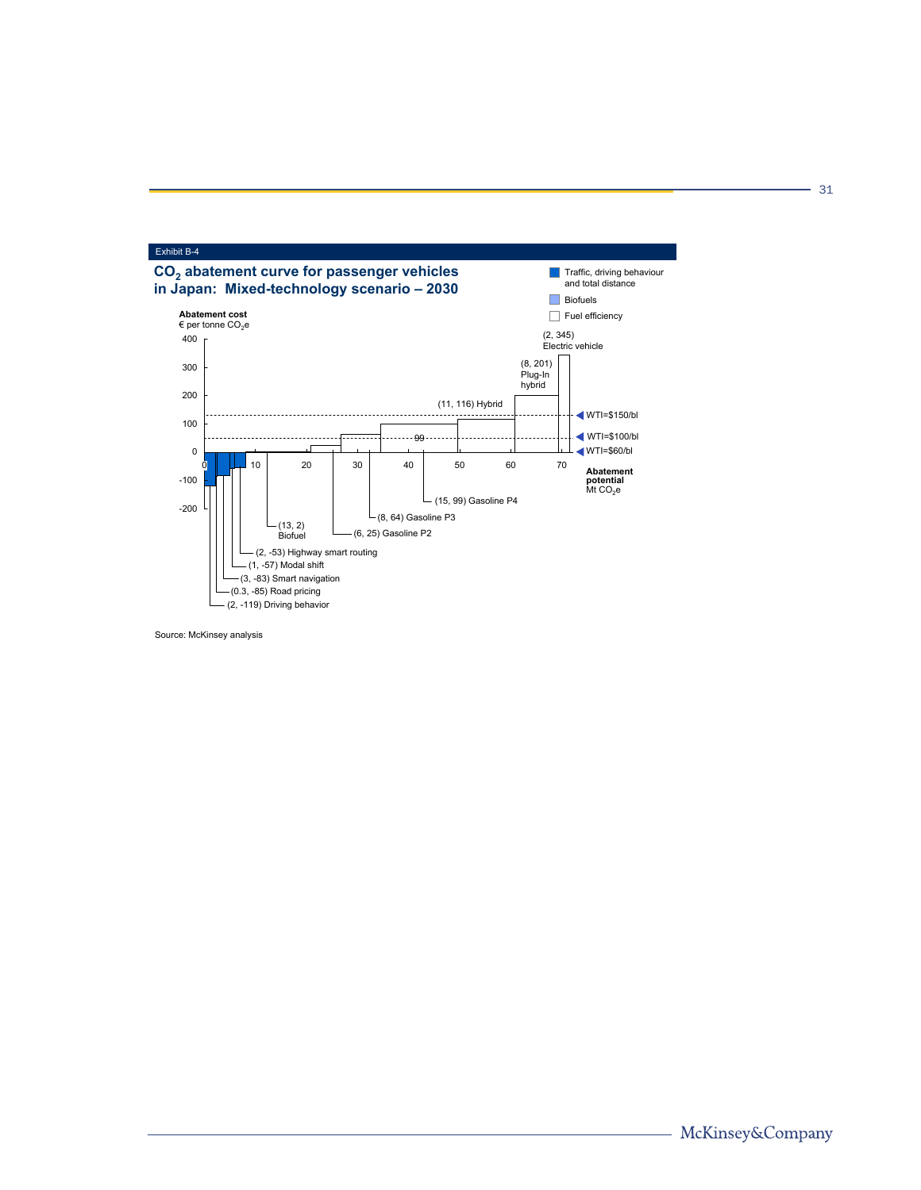Exhibit B-4

## $CO_2$ abatement curve for passenger vehicles in Japan: Mixed-technology scenario – 2030

Legend:
- Traffic, driving behaviour and total distance
- Biofuels
- Fuel efficiency

**Abatement cost**
€ per tonne $CO_2e$

**Abatement potential**
Mt $CO_2e$

- (2, -119) Driving behavior
- (0.3, -85) Road pricing
- (3, -83) Smart navigation
- (1, -57) Modal shift
- (2, -53) Highway smart routing
- (13, 2) Biofuel
- (6, 25) Gasoline P2
- (8, 64) Gasoline P3
- (15, 99) Gasoline P4
- (11, 116) Hybrid
- (8, 201) Plug-In hybrid
- (2, 345) Electric vehicle

- WTI=$150/bl
- WTI=$100/bl
- WTI=$60/bl

Source: McKinsey analysis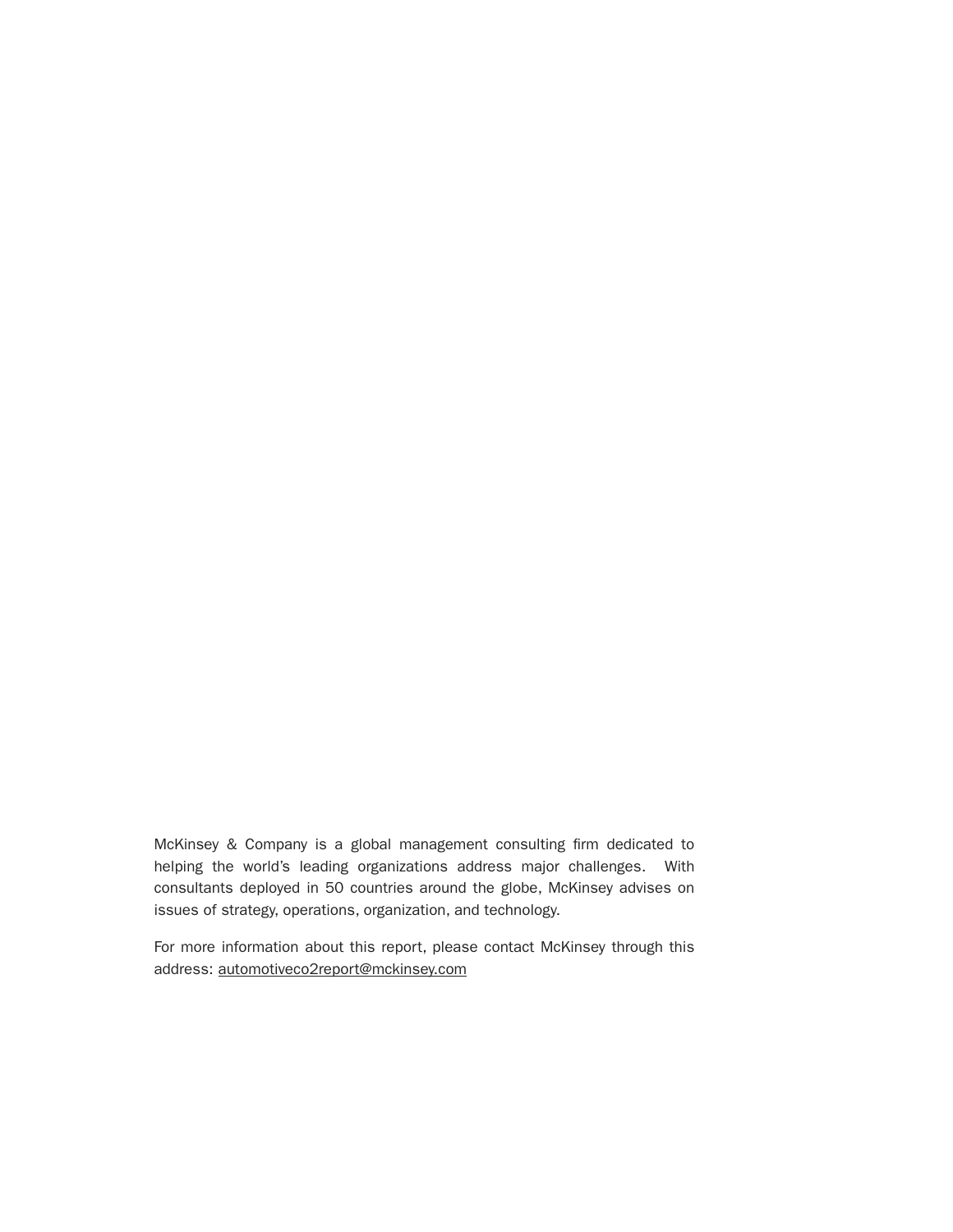McKinsey & Company is a global management consulting firm dedicated to helping the world's leading organizations address major challenges. With consultants deployed in 50 countries around the globe, McKinsey advises on issues of strategy, operations, organization, and technology.

For more information about this report, please contact McKinsey through this address: automotiveco2report@mckinsey.com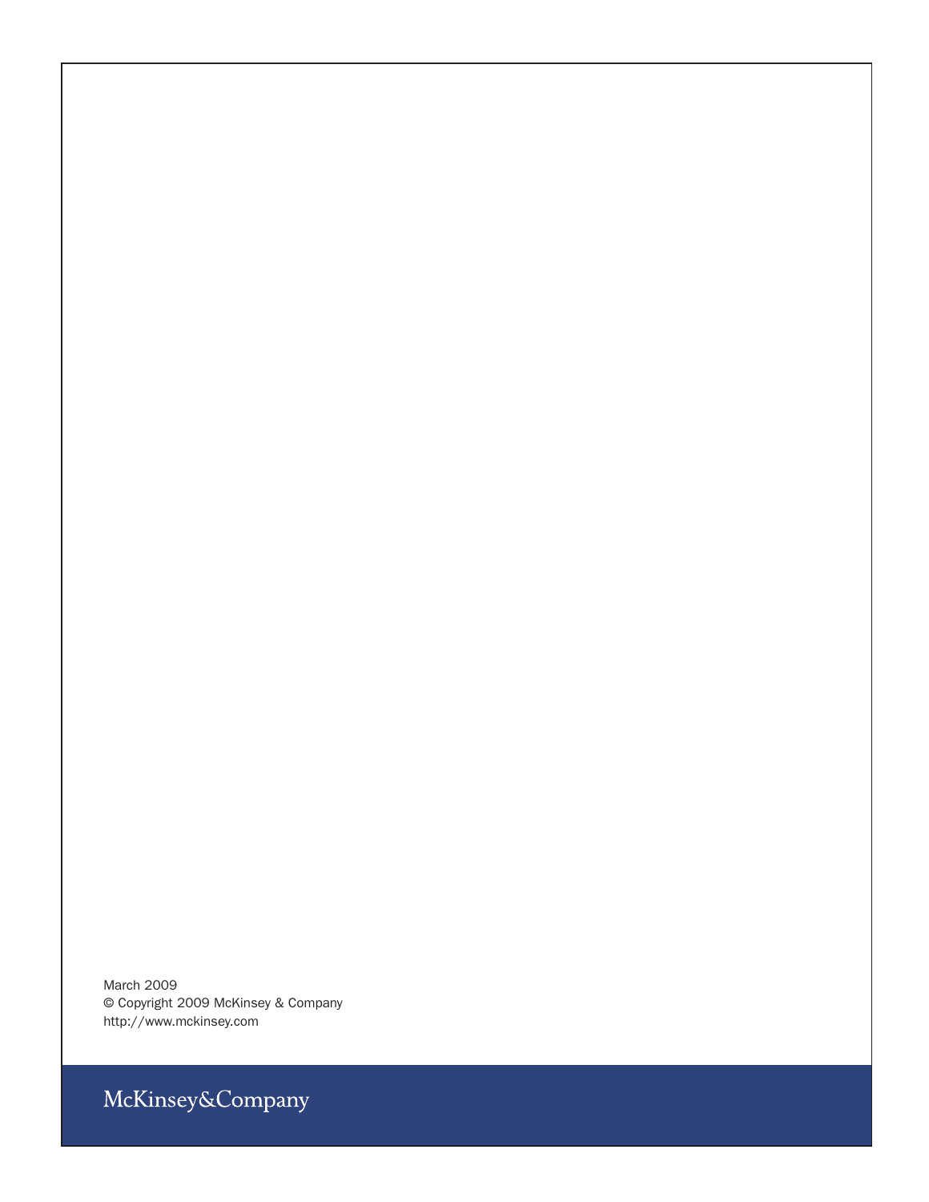March 2009
© Copyright 2009 McKinsey & Company
http://www.mckinsey.com

McKinsey&Company